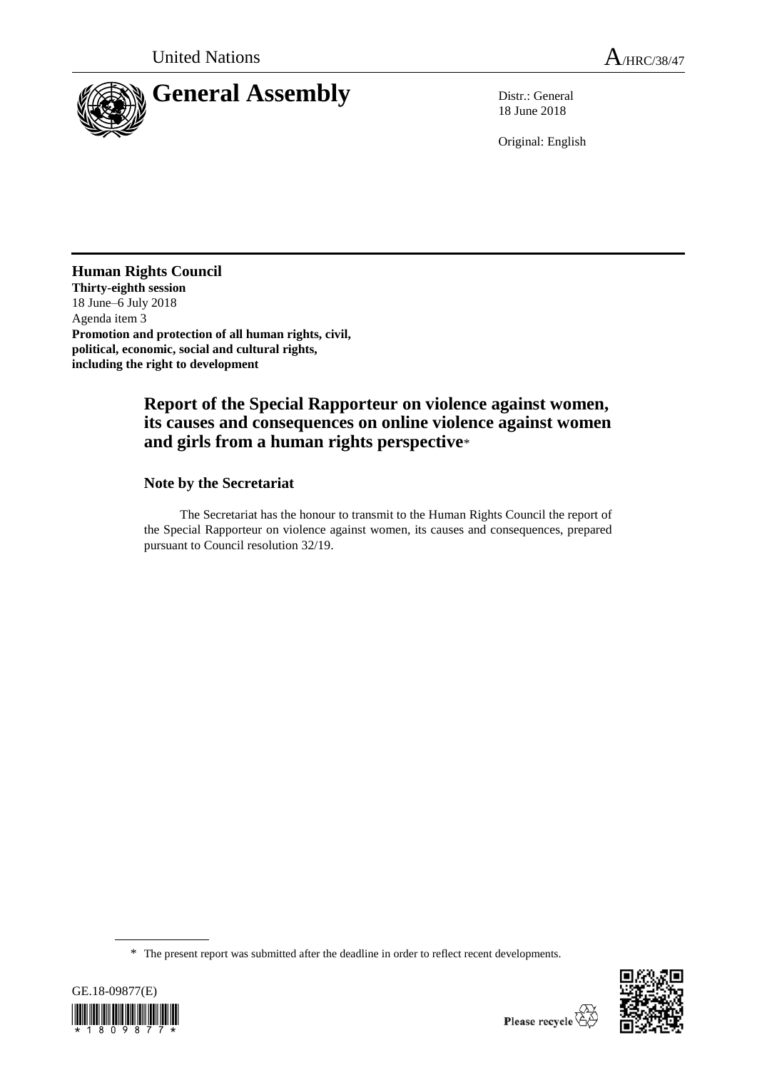United Nations

A/HRC/38/47

# General Assembly

Distr.: General
18 June 2018

Original: English

**Human Rights Council**
**Thirty-eighth session**
18 June–6 July 2018
Agenda item 3
**Promotion and protection of all human rights, civil, political, economic, social and cultural rights, including the right to development**

## Report of the Special Rapporteur on violence against women, its causes and consequences on online violence against women and girls from a human rights perspective*

### Note by the Secretariat

The Secretariat has the honour to transmit to the Human Rights Council the report of the Special Rapporteur on violence against women, its causes and consequences, prepared pursuant to Council resolution 32/19.

\* The present report was submitted after the deadline in order to reflect recent developments.

GE.18-09877(E)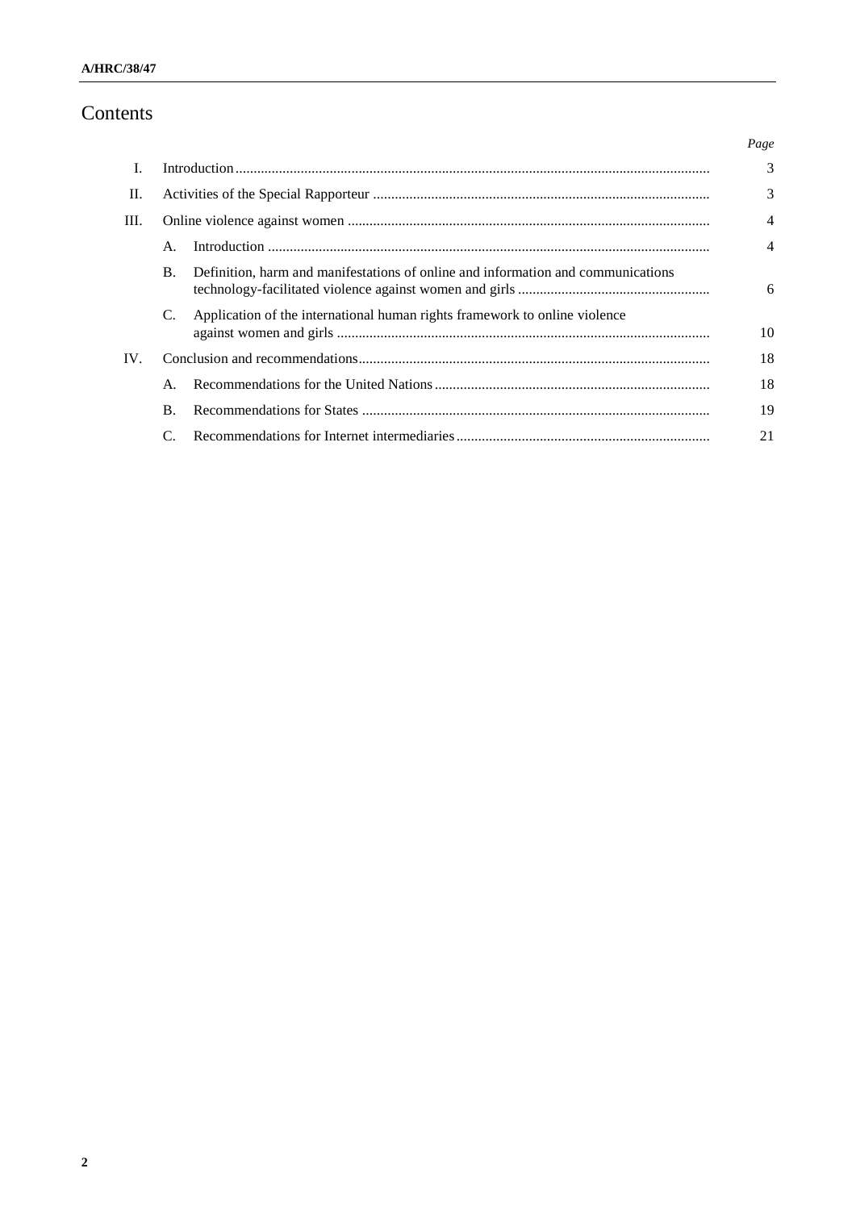# Contents

| | | | Page |
|---|---|---|---|
| I. | Introduction | | 3 |
| II. | Activities of the Special Rapporteur | | 3 |
| III. | Online violence against women | | 4 |
| | A. | Introduction | 4 |
| | B. | Definition, harm and manifestations of online and information and communications technology-facilitated violence against women and girls | 6 |
| | C. | Application of the international human rights framework to online violence against women and girls | 10 |
| IV. | Conclusion and recommendations | | 18 |
| | A. | Recommendations for the United Nations | 18 |
| | B. | Recommendations for States | 19 |
| | C. | Recommendations for Internet intermediaries | 21 |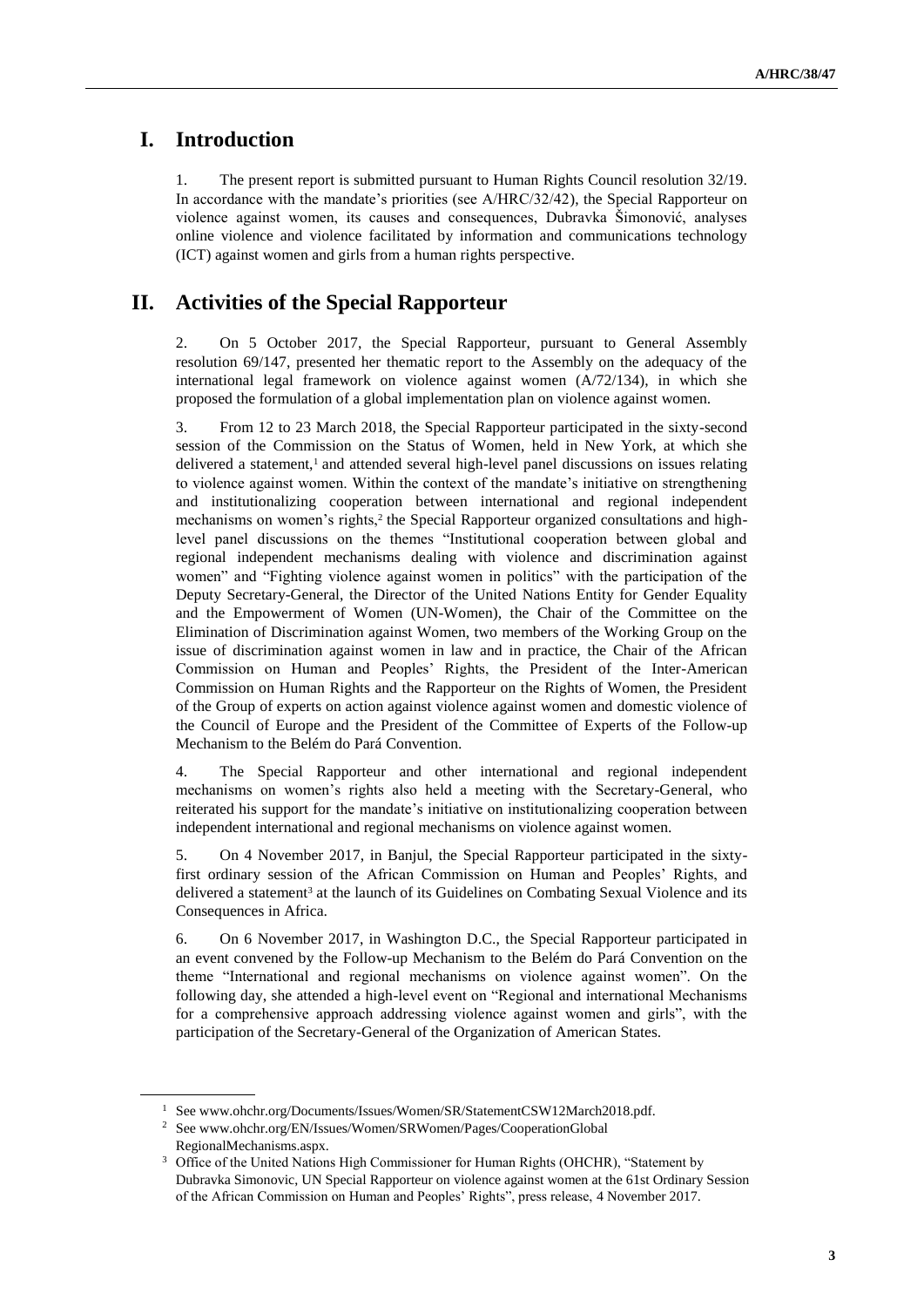# I. Introduction

1. The present report is submitted pursuant to Human Rights Council resolution 32/19. In accordance with the mandate's priorities (see A/HRC/32/42), the Special Rapporteur on violence against women, its causes and consequences, Dubravka Šimonović, analyses online violence and violence facilitated by information and communications technology (ICT) against women and girls from a human rights perspective.

# II. Activities of the Special Rapporteur

2. On 5 October 2017, the Special Rapporteur, pursuant to General Assembly resolution 69/147, presented her thematic report to the Assembly on the adequacy of the international legal framework on violence against women (A/72/134), in which she proposed the formulation of a global implementation plan on violence against women.

3. From 12 to 23 March 2018, the Special Rapporteur participated in the sixty-second session of the Commission on the Status of Women, held in New York, at which she delivered a statement,[1] and attended several high-level panel discussions on issues relating to violence against women. Within the context of the mandate's initiative on strengthening and institutionalizing cooperation between international and regional independent mechanisms on women's rights,[2] the Special Rapporteur organized consultations and high-level panel discussions on the themes "Institutional cooperation between global and regional independent mechanisms dealing with violence and discrimination against women" and "Fighting violence against women in politics" with the participation of the Deputy Secretary-General, the Director of the United Nations Entity for Gender Equality and the Empowerment of Women (UN-Women), the Chair of the Committee on the Elimination of Discrimination against Women, two members of the Working Group on the issue of discrimination against women in law and in practice, the Chair of the African Commission on Human and Peoples' Rights, the President of the Inter-American Commission on Human Rights and the Rapporteur on the Rights of Women, the President of the Group of experts on action against violence against women and domestic violence of the Council of Europe and the President of the Committee of Experts of the Follow-up Mechanism to the Belém do Pará Convention.

4. The Special Rapporteur and other international and regional independent mechanisms on women's rights also held a meeting with the Secretary-General, who reiterated his support for the mandate's initiative on institutionalizing cooperation between independent international and regional mechanisms on violence against women.

5. On 4 November 2017, in Banjul, the Special Rapporteur participated in the sixty-first ordinary session of the African Commission on Human and Peoples' Rights, and delivered a statement[3] at the launch of its Guidelines on Combating Sexual Violence and its Consequences in Africa.

6. On 6 November 2017, in Washington D.C., the Special Rapporteur participated in an event convened by the Follow-up Mechanism to the Belém do Pará Convention on the theme "International and regional mechanisms on violence against women". On the following day, she attended a high-level event on "Regional and international Mechanisms for a comprehensive approach addressing violence against women and girls", with the participation of the Secretary-General of the Organization of American States.

---

[1] See www.ohchr.org/Documents/Issues/Women/SR/StatementCSW12March2018.pdf.

[2] See www.ohchr.org/EN/Issues/Women/SRWomen/Pages/CooperationGlobal RegionalMechanisms.aspx.

[3] Office of the United Nations High Commissioner for Human Rights (OHCHR), "Statement by Dubravka Simonovic, UN Special Rapporteur on violence against women at the 61st Ordinary Session of the African Commission on Human and Peoples' Rights", press release, 4 November 2017.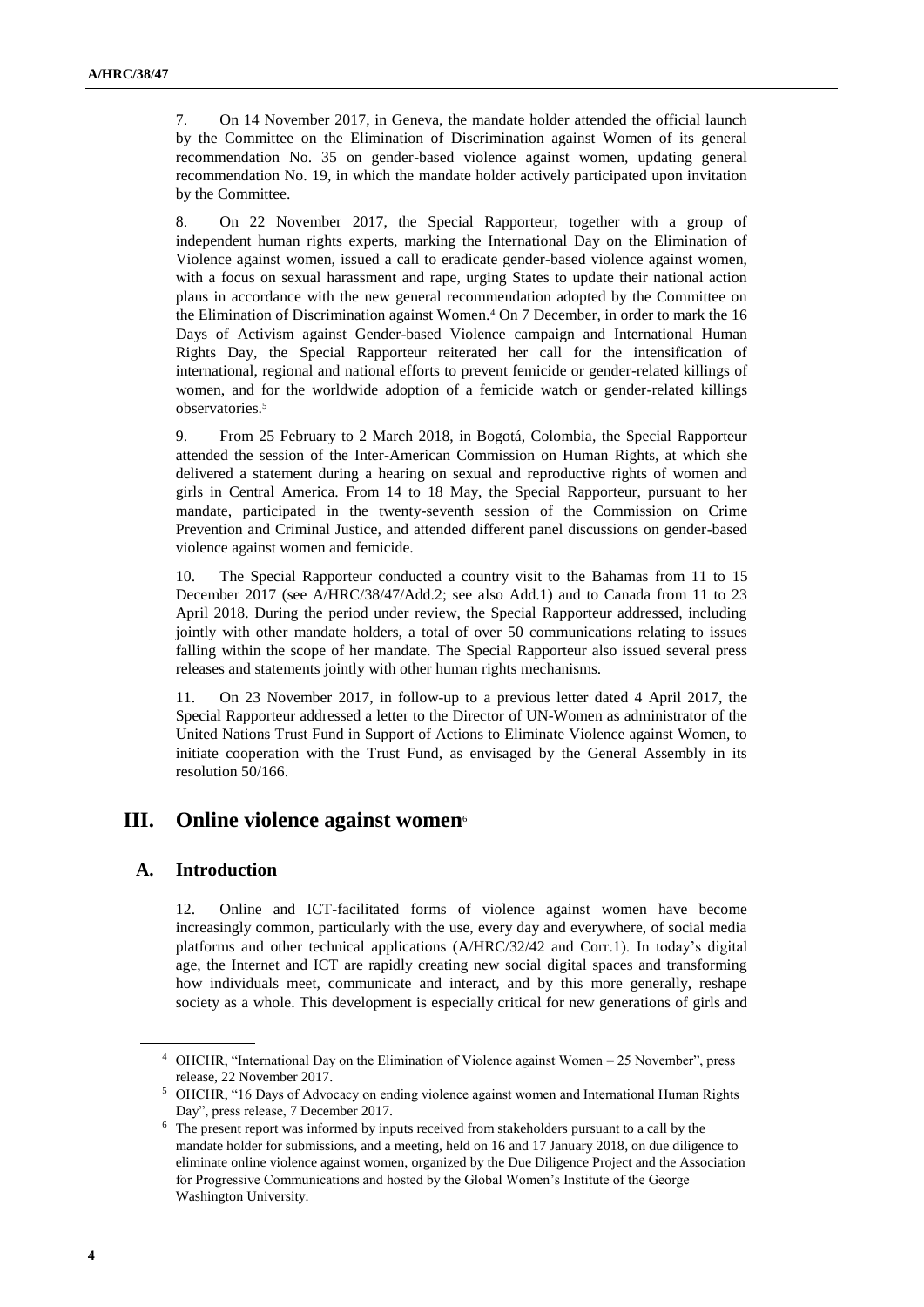7. On 14 November 2017, in Geneva, the mandate holder attended the official launch by the Committee on the Elimination of Discrimination against Women of its general recommendation No. 35 on gender-based violence against women, updating general recommendation No. 19, in which the mandate holder actively participated upon invitation by the Committee.

8. On 22 November 2017, the Special Rapporteur, together with a group of independent human rights experts, marking the International Day on the Elimination of Violence against women, issued a call to eradicate gender-based violence against women, with a focus on sexual harassment and rape, urging States to update their national action plans in accordance with the new general recommendation adopted by the Committee on the Elimination of Discrimination against Women.[4] On 7 December, in order to mark the 16 Days of Activism against Gender-based Violence campaign and International Human Rights Day, the Special Rapporteur reiterated her call for the intensification of international, regional and national efforts to prevent femicide or gender-related killings of women, and for the worldwide adoption of a femicide watch or gender-related killings observatories.[5]

9. From 25 February to 2 March 2018, in Bogotá, Colombia, the Special Rapporteur attended the session of the Inter-American Commission on Human Rights, at which she delivered a statement during a hearing on sexual and reproductive rights of women and girls in Central America. From 14 to 18 May, the Special Rapporteur, pursuant to her mandate, participated in the twenty-seventh session of the Commission on Crime Prevention and Criminal Justice, and attended different panel discussions on gender-based violence against women and femicide.

10. The Special Rapporteur conducted a country visit to the Bahamas from 11 to 15 December 2017 (see A/HRC/38/47/Add.2; see also Add.1) and to Canada from 11 to 23 April 2018. During the period under review, the Special Rapporteur addressed, including jointly with other mandate holders, a total of over 50 communications relating to issues falling within the scope of her mandate. The Special Rapporteur also issued several press releases and statements jointly with other human rights mechanisms.

11. On 23 November 2017, in follow-up to a previous letter dated 4 April 2017, the Special Rapporteur addressed a letter to the Director of UN-Women as administrator of the United Nations Trust Fund in Support of Actions to Eliminate Violence against Women, to initiate cooperation with the Trust Fund, as envisaged by the General Assembly in its resolution 50/166.

## III. Online violence against women[6]

### A. Introduction

12. Online and ICT-facilitated forms of violence against women have become increasingly common, particularly with the use, every day and everywhere, of social media platforms and other technical applications (A/HRC/32/42 and Corr.1). In today's digital age, the Internet and ICT are rapidly creating new social digital spaces and transforming how individuals meet, communicate and interact, and by this more generally, reshape society as a whole. This development is especially critical for new generations of girls and

---

[4] OHCHR, "International Day on the Elimination of Violence against Women – 25 November", press release, 22 November 2017.

[5] OHCHR, "16 Days of Advocacy on ending violence against women and International Human Rights Day", press release, 7 December 2017.

[6] The present report was informed by inputs received from stakeholders pursuant to a call by the mandate holder for submissions, and a meeting, held on 16 and 17 January 2018, on due diligence to eliminate online violence against women, organized by the Due Diligence Project and the Association for Progressive Communications and hosted by the Global Women's Institute of the George Washington University.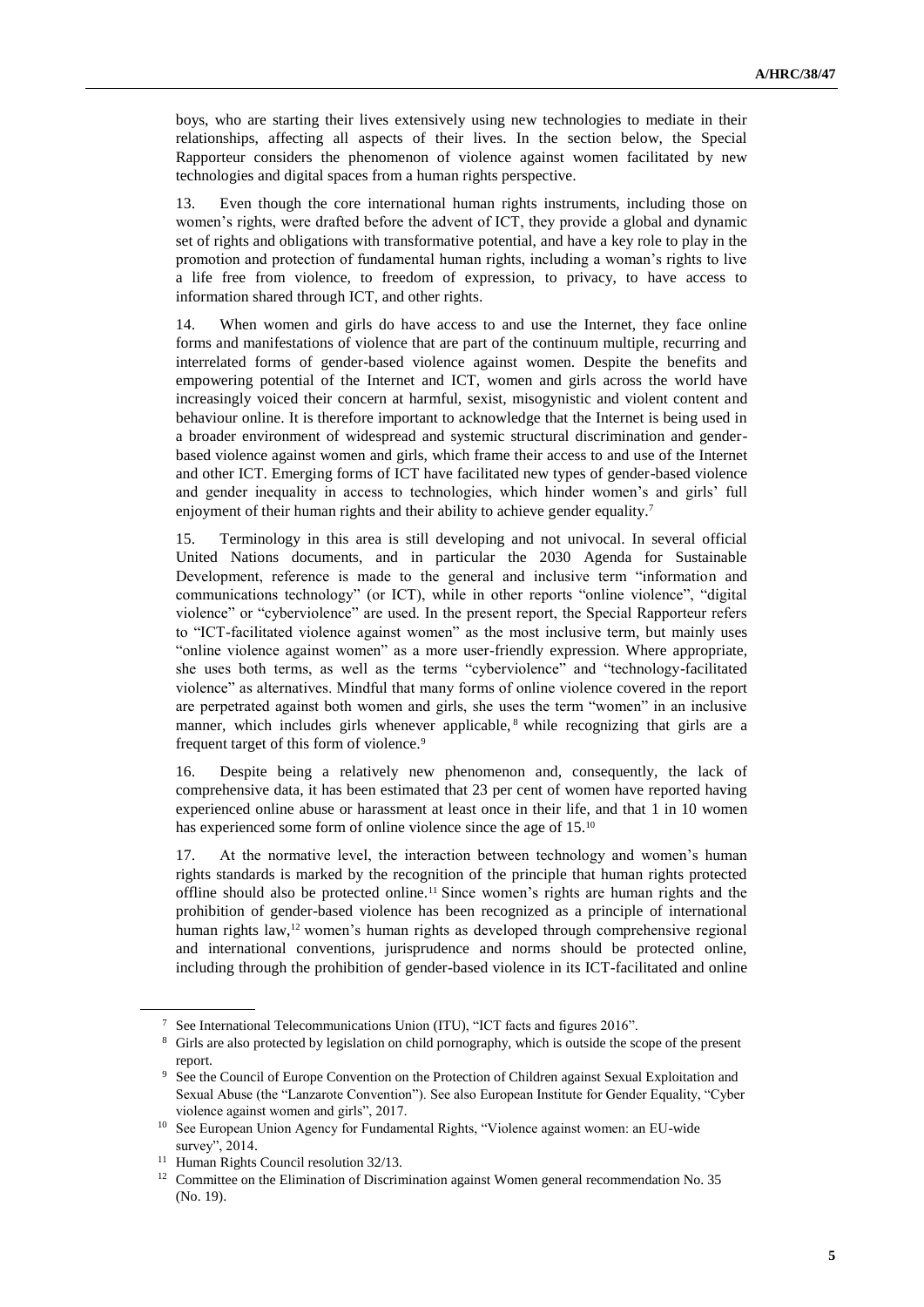boys, who are starting their lives extensively using new technologies to mediate in their relationships, affecting all aspects of their lives. In the section below, the Special Rapporteur considers the phenomenon of violence against women facilitated by new technologies and digital spaces from a human rights perspective.

13. Even though the core international human rights instruments, including those on women's rights, were drafted before the advent of ICT, they provide a global and dynamic set of rights and obligations with transformative potential, and have a key role to play in the promotion and protection of fundamental human rights, including a woman's rights to live a life free from violence, to freedom of expression, to privacy, to have access to information shared through ICT, and other rights.

14. When women and girls do have access to and use the Internet, they face online forms and manifestations of violence that are part of the continuum multiple, recurring and interrelated forms of gender-based violence against women. Despite the benefits and empowering potential of the Internet and ICT, women and girls across the world have increasingly voiced their concern at harmful, sexist, misogynistic and violent content and behaviour online. It is therefore important to acknowledge that the Internet is being used in a broader environment of widespread and systemic structural discrimination and gender-based violence against women and girls, which frame their access to and use of the Internet and other ICT. Emerging forms of ICT have facilitated new types of gender-based violence and gender inequality in access to technologies, which hinder women's and girls' full enjoyment of their human rights and their ability to achieve gender equality.[7]

15. Terminology in this area is still developing and not univocal. In several official United Nations documents, and in particular the 2030 Agenda for Sustainable Development, reference is made to the general and inclusive term "information and communications technology" (or ICT), while in other reports "online violence", "digital violence" or "cyberviolence" are used. In the present report, the Special Rapporteur refers to "ICT-facilitated violence against women" as the most inclusive term, but mainly uses "online violence against women" as a more user-friendly expression. Where appropriate, she uses both terms, as well as the terms "cyberviolence" and "technology-facilitated violence" as alternatives. Mindful that many forms of online violence covered in the report are perpetrated against both women and girls, she uses the term "women" in an inclusive manner, which includes girls whenever applicable,[8] while recognizing that girls are a frequent target of this form of violence.[9]

16. Despite being a relatively new phenomenon and, consequently, the lack of comprehensive data, it has been estimated that 23 per cent of women have reported having experienced online abuse or harassment at least once in their life, and that 1 in 10 women has experienced some form of online violence since the age of 15.[10]

17. At the normative level, the interaction between technology and women's human rights standards is marked by the recognition of the principle that human rights protected offline should also be protected online.[11] Since women's rights are human rights and the prohibition of gender-based violence has been recognized as a principle of international human rights law,[12] women's human rights as developed through comprehensive regional and international conventions, jurisprudence and norms should be protected online, including through the prohibition of gender-based violence in its ICT-facilitated and online

---

[7] See International Telecommunications Union (ITU), "ICT facts and figures 2016".

[8] Girls are also protected by legislation on child pornography, which is outside the scope of the present report.

[9] See the Council of Europe Convention on the Protection of Children against Sexual Exploitation and Sexual Abuse (the "Lanzarote Convention"). See also European Institute for Gender Equality, "Cyber violence against women and girls", 2017.

[10] See European Union Agency for Fundamental Rights, "Violence against women: an EU-wide survey", 2014.

[11] Human Rights Council resolution 32/13.

[12] Committee on the Elimination of Discrimination against Women general recommendation No. 35 (No. 19).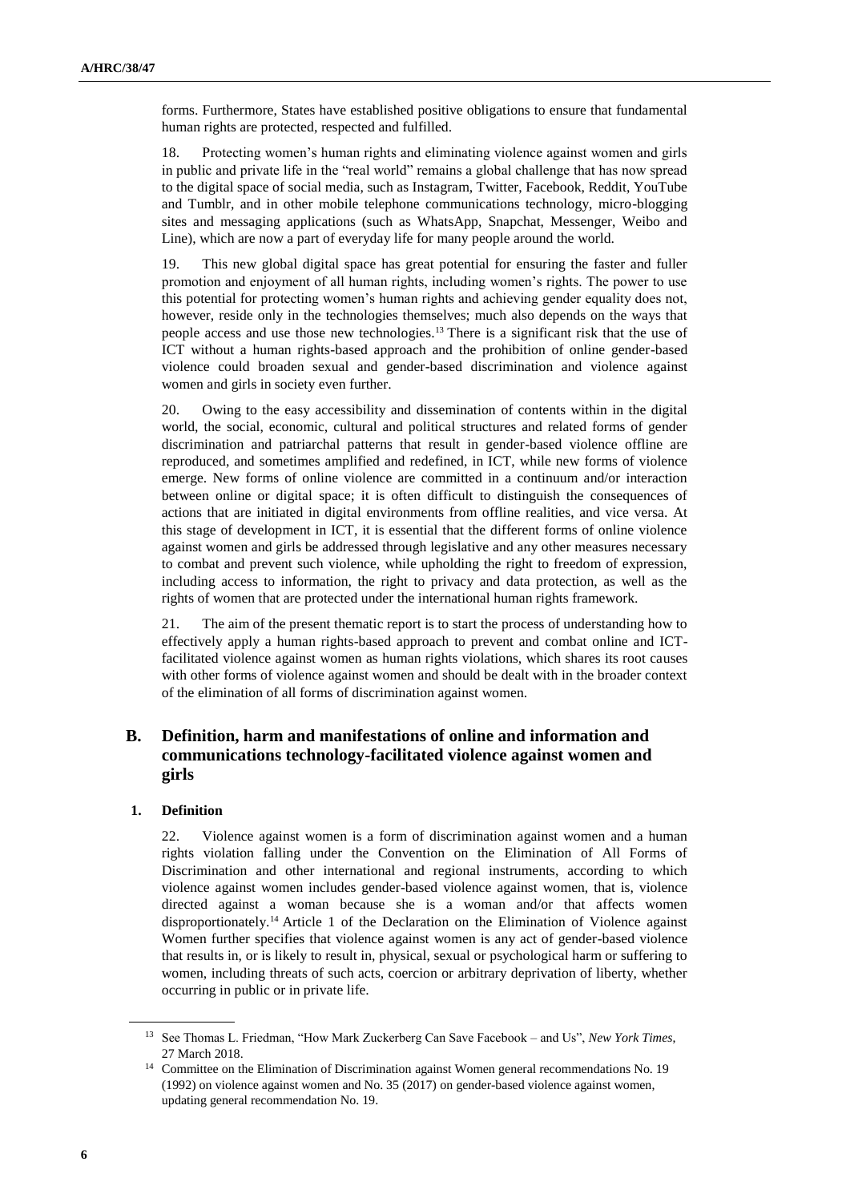forms. Furthermore, States have established positive obligations to ensure that fundamental human rights are protected, respected and fulfilled.

18. Protecting women's human rights and eliminating violence against women and girls in public and private life in the "real world" remains a global challenge that has now spread to the digital space of social media, such as Instagram, Twitter, Facebook, Reddit, YouTube and Tumblr, and in other mobile telephone communications technology, micro-blogging sites and messaging applications (such as WhatsApp, Snapchat, Messenger, Weibo and Line), which are now a part of everyday life for many people around the world.

19. This new global digital space has great potential for ensuring the faster and fuller promotion and enjoyment of all human rights, including women's rights. The power to use this potential for protecting women's human rights and achieving gender equality does not, however, reside only in the technologies themselves; much also depends on the ways that people access and use those new technologies.[13] There is a significant risk that the use of ICT without a human rights-based approach and the prohibition of online gender-based violence could broaden sexual and gender-based discrimination and violence against women and girls in society even further.

20. Owing to the easy accessibility and dissemination of contents within in the digital world, the social, economic, cultural and political structures and related forms of gender discrimination and patriarchal patterns that result in gender-based violence offline are reproduced, and sometimes amplified and redefined, in ICT, while new forms of violence emerge. New forms of online violence are committed in a continuum and/or interaction between online or digital space; it is often difficult to distinguish the consequences of actions that are initiated in digital environments from offline realities, and vice versa. At this stage of development in ICT, it is essential that the different forms of online violence against women and girls be addressed through legislative and any other measures necessary to combat and prevent such violence, while upholding the right to freedom of expression, including access to information, the right to privacy and data protection, as well as the rights of women that are protected under the international human rights framework.

21. The aim of the present thematic report is to start the process of understanding how to effectively apply a human rights-based approach to prevent and combat online and ICT-facilitated violence against women as human rights violations, which shares its root causes with other forms of violence against women and should be dealt with in the broader context of the elimination of all forms of discrimination against women.

## B. Definition, harm and manifestations of online and information and communications technology-facilitated violence against women and girls

### 1. Definition

22. Violence against women is a form of discrimination against women and a human rights violation falling under the Convention on the Elimination of All Forms of Discrimination and other international and regional instruments, according to which violence against women includes gender-based violence against women, that is, violence directed against a woman because she is a woman and/or that affects women disproportionately.[14] Article 1 of the Declaration on the Elimination of Violence against Women further specifies that violence against women is any act of gender-based violence that results in, or is likely to result in, physical, sexual or psychological harm or suffering to women, including threats of such acts, coercion or arbitrary deprivation of liberty, whether occurring in public or in private life.

---

[13] See Thomas L. Friedman, "How Mark Zuckerberg Can Save Facebook – and Us", *New York Times*, 27 March 2018.

[14] Committee on the Elimination of Discrimination against Women general recommendations No. 19 (1992) on violence against women and No. 35 (2017) on gender-based violence against women, updating general recommendation No. 19.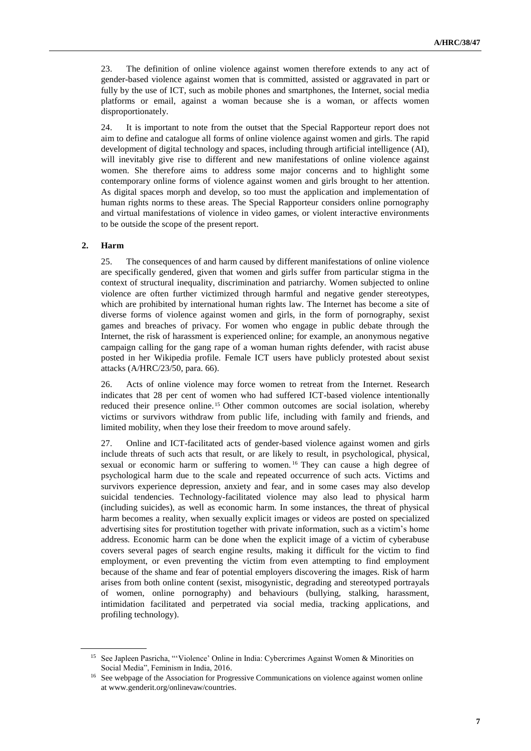23. The definition of online violence against women therefore extends to any act of gender-based violence against women that is committed, assisted or aggravated in part or fully by the use of ICT, such as mobile phones and smartphones, the Internet, social media platforms or email, against a woman because she is a woman, or affects women disproportionately.

24. It is important to note from the outset that the Special Rapporteur report does not aim to define and catalogue all forms of online violence against women and girls. The rapid development of digital technology and spaces, including through artificial intelligence (AI), will inevitably give rise to different and new manifestations of online violence against women. She therefore aims to address some major concerns and to highlight some contemporary online forms of violence against women and girls brought to her attention. As digital spaces morph and develop, so too must the application and implementation of human rights norms to these areas. The Special Rapporteur considers online pornography and virtual manifestations of violence in video games, or violent interactive environments to be outside the scope of the present report.

### 2. Harm

25. The consequences of and harm caused by different manifestations of online violence are specifically gendered, given that women and girls suffer from particular stigma in the context of structural inequality, discrimination and patriarchy. Women subjected to online violence are often further victimized through harmful and negative gender stereotypes, which are prohibited by international human rights law. The Internet has become a site of diverse forms of violence against women and girls, in the form of pornography, sexist games and breaches of privacy. For women who engage in public debate through the Internet, the risk of harassment is experienced online; for example, an anonymous negative campaign calling for the gang rape of a woman human rights defender, with racist abuse posted in her Wikipedia profile. Female ICT users have publicly protested about sexist attacks (A/HRC/23/50, para. 66).

26. Acts of online violence may force women to retreat from the Internet. Research indicates that 28 per cent of women who had suffered ICT-based violence intentionally reduced their presence online.[15] Other common outcomes are social isolation, whereby victims or survivors withdraw from public life, including with family and friends, and limited mobility, when they lose their freedom to move around safely.

27. Online and ICT-facilitated acts of gender-based violence against women and girls include threats of such acts that result, or are likely to result, in psychological, physical, sexual or economic harm or suffering to women.[16] They can cause a high degree of psychological harm due to the scale and repeated occurrence of such acts. Victims and survivors experience depression, anxiety and fear, and in some cases may also develop suicidal tendencies. Technology-facilitated violence may also lead to physical harm (including suicides), as well as economic harm. In some instances, the threat of physical harm becomes a reality, when sexually explicit images or videos are posted on specialized advertising sites for prostitution together with private information, such as a victim's home address. Economic harm can be done when the explicit image of a victim of cyberabuse covers several pages of search engine results, making it difficult for the victim to find employment, or even preventing the victim from even attempting to find employment because of the shame and fear of potential employers discovering the images. Risk of harm arises from both online content (sexist, misogynistic, degrading and stereotyped portrayals of women, online pornography) and behaviours (bullying, stalking, harassment, intimidation facilitated and perpetrated via social media, tracking applications, and profiling technology).

---

[15] See Japleen Pasricha, "'Violence' Online in India: Cybercrimes Against Women & Minorities on Social Media", Feminism in India, 2016.

[16] See webpage of the Association for Progressive Communications on violence against women online at www.genderit.org/onlinevaw/countries.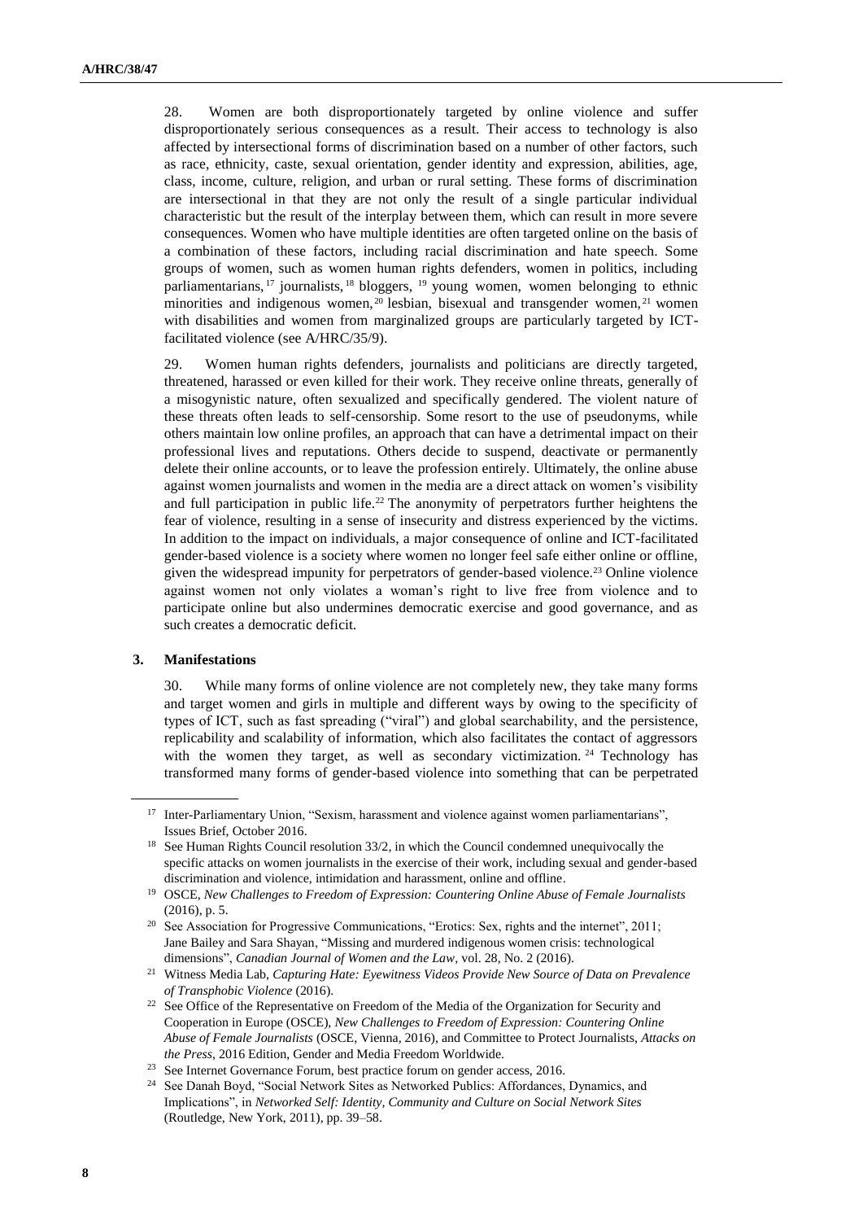28. Women are both disproportionately targeted by online violence and suffer disproportionately serious consequences as a result. Their access to technology is also affected by intersectional forms of discrimination based on a number of other factors, such as race, ethnicity, caste, sexual orientation, gender identity and expression, abilities, age, class, income, culture, religion, and urban or rural setting. These forms of discrimination are intersectional in that they are not only the result of a single particular individual characteristic but the result of the interplay between them, which can result in more severe consequences. Women who have multiple identities are often targeted online on the basis of a combination of these factors, including racial discrimination and hate speech. Some groups of women, such as women human rights defenders, women in politics, including parliamentarians,[17] journalists,[18] bloggers,[19] young women, women belonging to ethnic minorities and indigenous women,[20] lesbian, bisexual and transgender women,[21] women with disabilities and women from marginalized groups are particularly targeted by ICT-facilitated violence (see A/HRC/35/9).

29. Women human rights defenders, journalists and politicians are directly targeted, threatened, harassed or even killed for their work. They receive online threats, generally of a misogynistic nature, often sexualized and specifically gendered. The violent nature of these threats often leads to self-censorship. Some resort to the use of pseudonyms, while others maintain low online profiles, an approach that can have a detrimental impact on their professional lives and reputations. Others decide to suspend, deactivate or permanently delete their online accounts, or to leave the profession entirely. Ultimately, the online abuse against women journalists and women in the media are a direct attack on women's visibility and full participation in public life.[22] The anonymity of perpetrators further heightens the fear of violence, resulting in a sense of insecurity and distress experienced by the victims. In addition to the impact on individuals, a major consequence of online and ICT-facilitated gender-based violence is a society where women no longer feel safe either online or offline, given the widespread impunity for perpetrators of gender-based violence.[23] Online violence against women not only violates a woman's right to live free from violence and to participate online but also undermines democratic exercise and good governance, and as such creates a democratic deficit.

### 3. Manifestations

30. While many forms of online violence are not completely new, they take many forms and target women and girls in multiple and different ways by owing to the specificity of types of ICT, such as fast spreading ("viral") and global searchability, and the persistence, replicability and scalability of information, which also facilitates the contact of aggressors with the women they target, as well as secondary victimization.[24] Technology has transformed many forms of gender-based violence into something that can be perpetrated

---

[17] Inter-Parliamentary Union, "Sexism, harassment and violence against women parliamentarians", Issues Brief, October 2016.

[18] See Human Rights Council resolution 33/2, in which the Council condemned unequivocally the specific attacks on women journalists in the exercise of their work, including sexual and gender-based discrimination and violence, intimidation and harassment, online and offline.

[19] OSCE, *New Challenges to Freedom of Expression: Countering Online Abuse of Female Journalists* (2016), p. 5.

[20] See Association for Progressive Communications, "Erotics: Sex, rights and the internet", 2011; Jane Bailey and Sara Shayan, "Missing and murdered indigenous women crisis: technological dimensions", *Canadian Journal of Women and the Law*, vol. 28, No. 2 (2016).

[21] Witness Media Lab, *Capturing Hate: Eyewitness Videos Provide New Source of Data on Prevalence of Transphobic Violence* (2016).

[22] See Office of the Representative on Freedom of the Media of the Organization for Security and Cooperation in Europe (OSCE), *New Challenges to Freedom of Expression: Countering Online Abuse of Female Journalists* (OSCE, Vienna, 2016), and Committee to Protect Journalists, *Attacks on the Press*, 2016 Edition, Gender and Media Freedom Worldwide.

[23] See Internet Governance Forum, best practice forum on gender access, 2016.

[24] See Danah Boyd, "Social Network Sites as Networked Publics: Affordances, Dynamics, and Implications", in *Networked Self: Identity, Community and Culture on Social Network Sites* (Routledge, New York, 2011), pp. 39–58.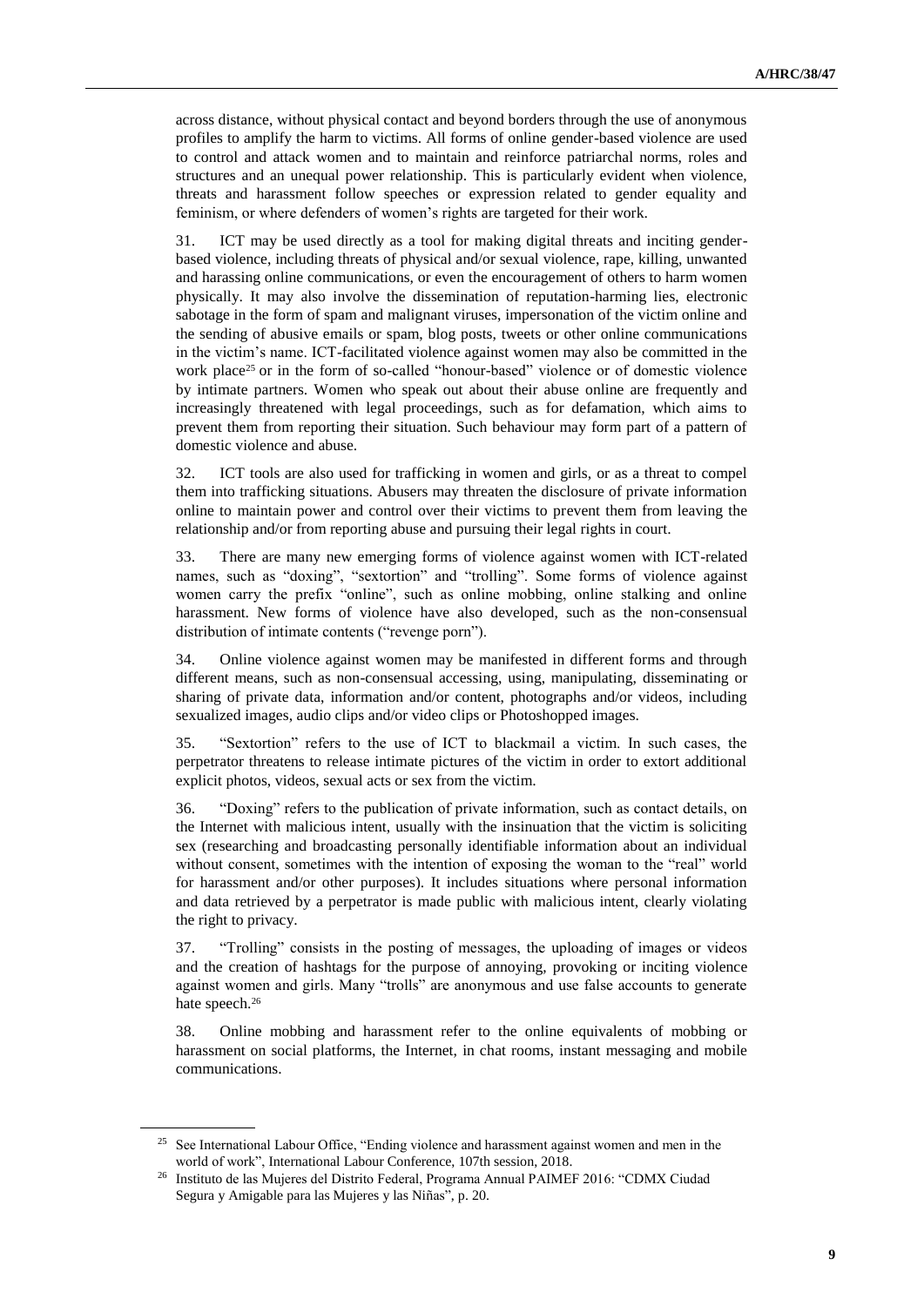across distance, without physical contact and beyond borders through the use of anonymous profiles to amplify the harm to victims. All forms of online gender-based violence are used to control and attack women and to maintain and reinforce patriarchal norms, roles and structures and an unequal power relationship. This is particularly evident when violence, threats and harassment follow speeches or expression related to gender equality and feminism, or where defenders of women's rights are targeted for their work.

31. ICT may be used directly as a tool for making digital threats and inciting gender-based violence, including threats of physical and/or sexual violence, rape, killing, unwanted and harassing online communications, or even the encouragement of others to harm women physically. It may also involve the dissemination of reputation-harming lies, electronic sabotage in the form of spam and malignant viruses, impersonation of the victim online and the sending of abusive emails or spam, blog posts, tweets or other online communications in the victim's name. ICT-facilitated violence against women may also be committed in the work place[25] or in the form of so-called "honour-based" violence or of domestic violence by intimate partners. Women who speak out about their abuse online are frequently and increasingly threatened with legal proceedings, such as for defamation, which aims to prevent them from reporting their situation. Such behaviour may form part of a pattern of domestic violence and abuse.

32. ICT tools are also used for trafficking in women and girls, or as a threat to compel them into trafficking situations. Abusers may threaten the disclosure of private information online to maintain power and control over their victims to prevent them from leaving the relationship and/or from reporting abuse and pursuing their legal rights in court.

33. There are many new emerging forms of violence against women with ICT-related names, such as "doxing", "sextortion" and "trolling". Some forms of violence against women carry the prefix "online", such as online mobbing, online stalking and online harassment. New forms of violence have also developed, such as the non-consensual distribution of intimate contents ("revenge porn").

34. Online violence against women may be manifested in different forms and through different means, such as non-consensual accessing, using, manipulating, disseminating or sharing of private data, information and/or content, photographs and/or videos, including sexualized images, audio clips and/or video clips or Photoshopped images.

35. "Sextortion" refers to the use of ICT to blackmail a victim. In such cases, the perpetrator threatens to release intimate pictures of the victim in order to extort additional explicit photos, videos, sexual acts or sex from the victim.

36. "Doxing" refers to the publication of private information, such as contact details, on the Internet with malicious intent, usually with the insinuation that the victim is soliciting sex (researching and broadcasting personally identifiable information about an individual without consent, sometimes with the intention of exposing the woman to the "real" world for harassment and/or other purposes). It includes situations where personal information and data retrieved by a perpetrator is made public with malicious intent, clearly violating the right to privacy.

37. "Trolling" consists in the posting of messages, the uploading of images or videos and the creation of hashtags for the purpose of annoying, provoking or inciting violence against women and girls. Many "trolls" are anonymous and use false accounts to generate hate speech.[26]

38. Online mobbing and harassment refer to the online equivalents of mobbing or harassment on social platforms, the Internet, in chat rooms, instant messaging and mobile communications.

---

[25] See International Labour Office, "Ending violence and harassment against women and men in the world of work", International Labour Conference, 107th session, 2018.

[26] Instituto de las Mujeres del Distrito Federal, Programa Annual PAIMEF 2016: "CDMX Ciudad Segura y Amigable para las Mujeres y las Niñas", p. 20.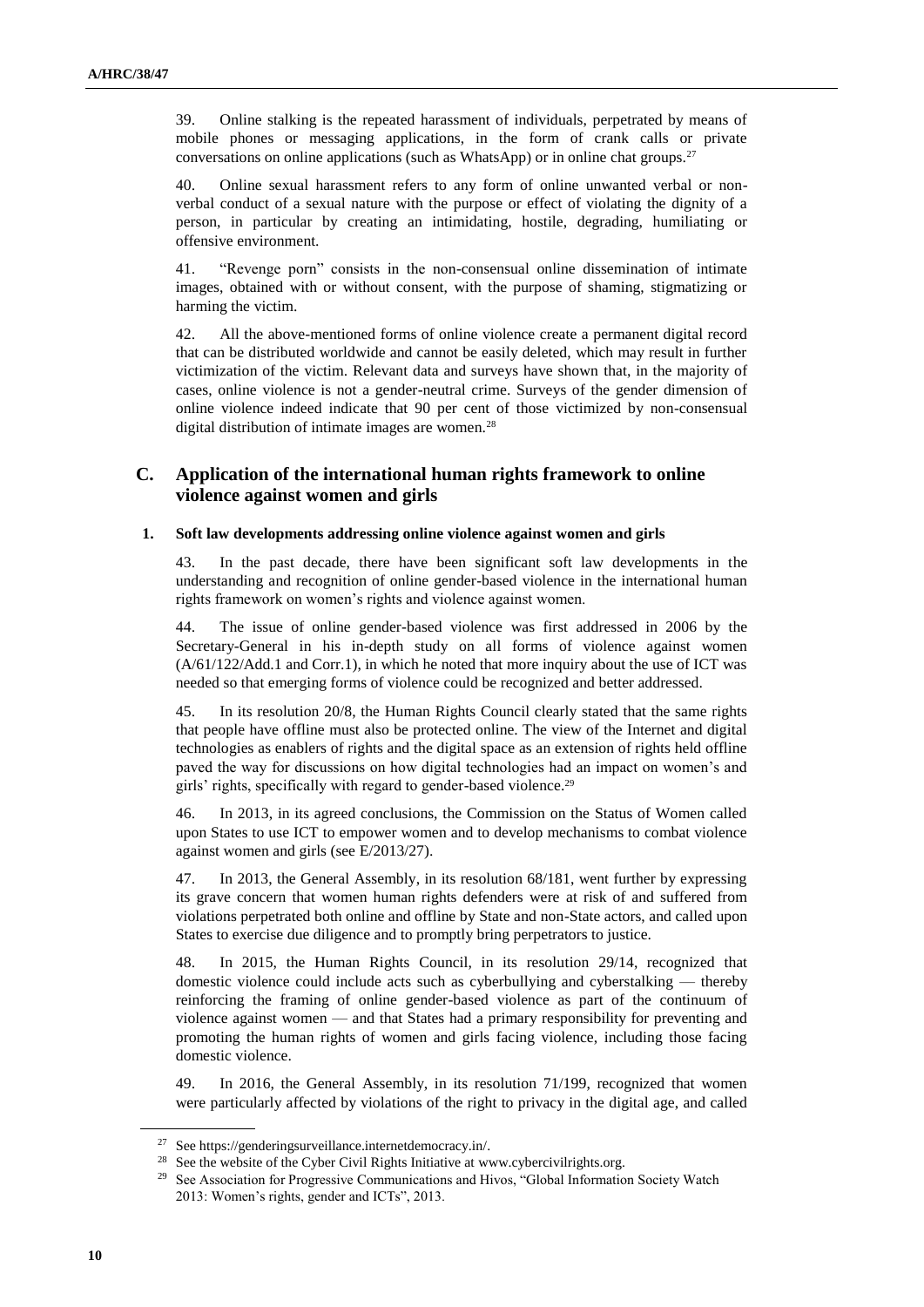39. Online stalking is the repeated harassment of individuals, perpetrated by means of mobile phones or messaging applications, in the form of crank calls or private conversations on online applications (such as WhatsApp) or in online chat groups.[27]

40. Online sexual harassment refers to any form of online unwanted verbal or non-verbal conduct of a sexual nature with the purpose or effect of violating the dignity of a person, in particular by creating an intimidating, hostile, degrading, humiliating or offensive environment.

41. "Revenge porn" consists in the non-consensual online dissemination of intimate images, obtained with or without consent, with the purpose of shaming, stigmatizing or harming the victim.

42. All the above-mentioned forms of online violence create a permanent digital record that can be distributed worldwide and cannot be easily deleted, which may result in further victimization of the victim. Relevant data and surveys have shown that, in the majority of cases, online violence is not a gender-neutral crime. Surveys of the gender dimension of online violence indeed indicate that 90 per cent of those victimized by non-consensual digital distribution of intimate images are women.[28]

## C. Application of the international human rights framework to online violence against women and girls

### 1. Soft law developments addressing online violence against women and girls

43. In the past decade, there have been significant soft law developments in the understanding and recognition of online gender-based violence in the international human rights framework on women's rights and violence against women.

44. The issue of online gender-based violence was first addressed in 2006 by the Secretary-General in his in-depth study on all forms of violence against women (A/61/122/Add.1 and Corr.1), in which he noted that more inquiry about the use of ICT was needed so that emerging forms of violence could be recognized and better addressed.

45. In its resolution 20/8, the Human Rights Council clearly stated that the same rights that people have offline must also be protected online. The view of the Internet and digital technologies as enablers of rights and the digital space as an extension of rights held offline paved the way for discussions on how digital technologies had an impact on women's and girls' rights, specifically with regard to gender-based violence.[29]

46. In 2013, in its agreed conclusions, the Commission on the Status of Women called upon States to use ICT to empower women and to develop mechanisms to combat violence against women and girls (see E/2013/27).

47. In 2013, the General Assembly, in its resolution 68/181, went further by expressing its grave concern that women human rights defenders were at risk of and suffered from violations perpetrated both online and offline by State and non-State actors, and called upon States to exercise due diligence and to promptly bring perpetrators to justice.

48. In 2015, the Human Rights Council, in its resolution 29/14, recognized that domestic violence could include acts such as cyberbullying and cyberstalking — thereby reinforcing the framing of online gender-based violence as part of the continuum of violence against women — and that States had a primary responsibility for preventing and promoting the human rights of women and girls facing violence, including those facing domestic violence.

49. In 2016, the General Assembly, in its resolution 71/199, recognized that women were particularly affected by violations of the right to privacy in the digital age, and called

---

[27] See https://genderingsurveillance.internetdemocracy.in/.

[28] See the website of the Cyber Civil Rights Initiative at www.cybercivilrights.org.

[29] See Association for Progressive Communications and Hivos, "Global Information Society Watch 2013: Women's rights, gender and ICTs", 2013.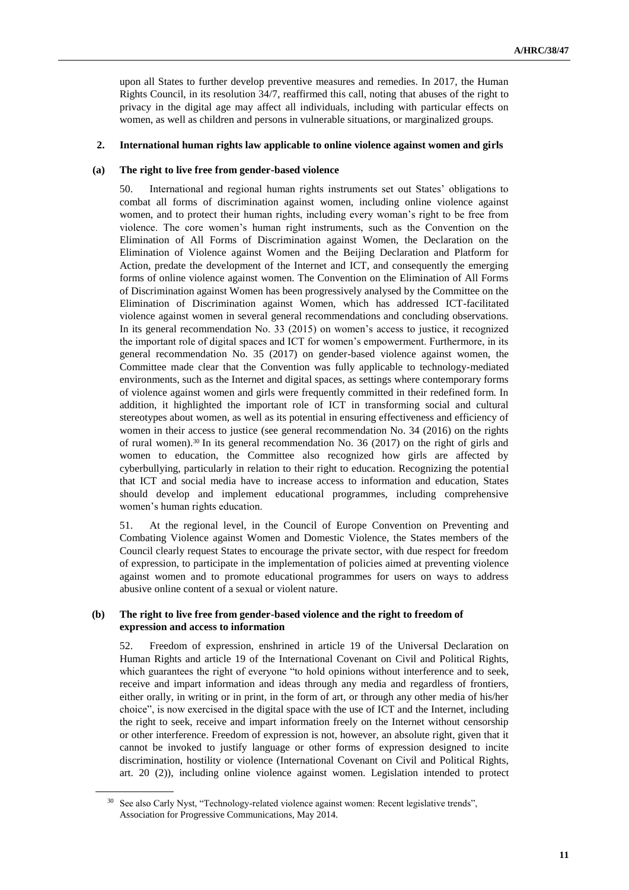upon all States to further develop preventive measures and remedies. In 2017, the Human Rights Council, in its resolution 34/7, reaffirmed this call, noting that abuses of the right to privacy in the digital age may affect all individuals, including with particular effects on women, as well as children and persons in vulnerable situations, or marginalized groups.

### 2. International human rights law applicable to online violence against women and girls

#### (a) The right to live free from gender-based violence

50. International and regional human rights instruments set out States' obligations to combat all forms of discrimination against women, including online violence against women, and to protect their human rights, including every woman's right to be free from violence. The core women's human right instruments, such as the Convention on the Elimination of All Forms of Discrimination against Women, the Declaration on the Elimination of Violence against Women and the Beijing Declaration and Platform for Action, predate the development of the Internet and ICT, and consequently the emerging forms of online violence against women. The Convention on the Elimination of All Forms of Discrimination against Women has been progressively analysed by the Committee on the Elimination of Discrimination against Women, which has addressed ICT-facilitated violence against women in several general recommendations and concluding observations. In its general recommendation No. 33 (2015) on women's access to justice, it recognized the important role of digital spaces and ICT for women's empowerment. Furthermore, in its general recommendation No. 35 (2017) on gender-based violence against women, the Committee made clear that the Convention was fully applicable to technology-mediated environments, such as the Internet and digital spaces, as settings where contemporary forms of violence against women and girls were frequently committed in their redefined form. In addition, it highlighted the important role of ICT in transforming social and cultural stereotypes about women, as well as its potential in ensuring effectiveness and efficiency of women in their access to justice (see general recommendation No. 34 (2016) on the rights of rural women).[30] In its general recommendation No. 36 (2017) on the right of girls and women to education, the Committee also recognized how girls are affected by cyberbullying, particularly in relation to their right to education. Recognizing the potential that ICT and social media have to increase access to information and education, States should develop and implement educational programmes, including comprehensive women's human rights education.

51. At the regional level, in the Council of Europe Convention on Preventing and Combating Violence against Women and Domestic Violence, the States members of the Council clearly request States to encourage the private sector, with due respect for freedom of expression, to participate in the implementation of policies aimed at preventing violence against women and to promote educational programmes for users on ways to address abusive online content of a sexual or violent nature.

#### (b) The right to live free from gender-based violence and the right to freedom of expression and access to information

52. Freedom of expression, enshrined in article 19 of the Universal Declaration on Human Rights and article 19 of the International Covenant on Civil and Political Rights, which guarantees the right of everyone "to hold opinions without interference and to seek, receive and impart information and ideas through any media and regardless of frontiers, either orally, in writing or in print, in the form of art, or through any other media of his/her choice", is now exercised in the digital space with the use of ICT and the Internet, including the right to seek, receive and impart information freely on the Internet without censorship or other interference. Freedom of expression is not, however, an absolute right, given that it cannot be invoked to justify language or other forms of expression designed to incite discrimination, hostility or violence (International Covenant on Civil and Political Rights, art. 20 (2)), including online violence against women. Legislation intended to protect

[30] See also Carly Nyst, "Technology-related violence against women: Recent legislative trends", Association for Progressive Communications, May 2014.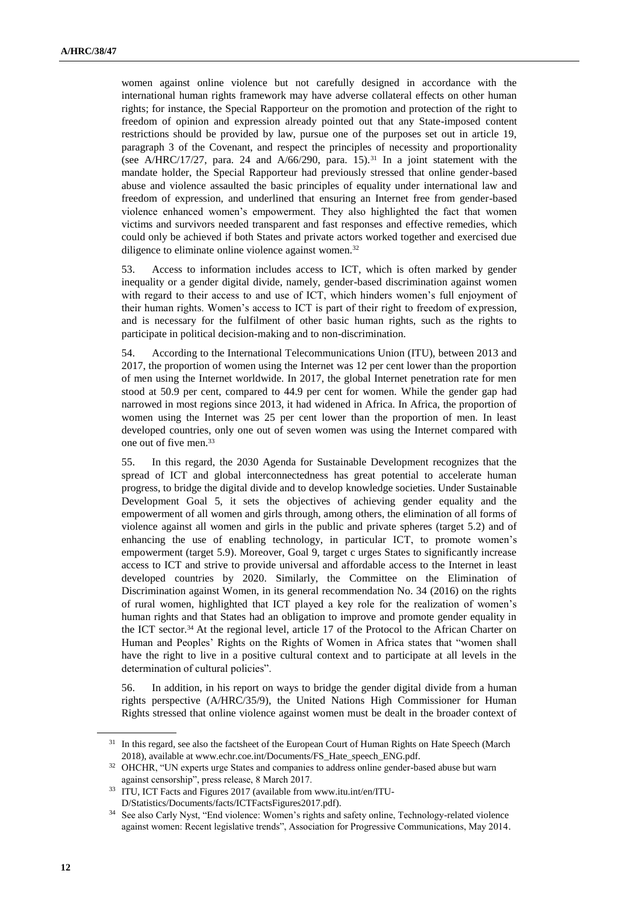women against online violence but not carefully designed in accordance with the international human rights framework may have adverse collateral effects on other human rights; for instance, the Special Rapporteur on the promotion and protection of the right to freedom of opinion and expression already pointed out that any State-imposed content restrictions should be provided by law, pursue one of the purposes set out in article 19, paragraph 3 of the Covenant, and respect the principles of necessity and proportionality (see A/HRC/17/27, para. 24 and A/66/290, para. 15).[31] In a joint statement with the mandate holder, the Special Rapporteur had previously stressed that online gender-based abuse and violence assaulted the basic principles of equality under international law and freedom of expression, and underlined that ensuring an Internet free from gender-based violence enhanced women's empowerment. They also highlighted the fact that women victims and survivors needed transparent and fast responses and effective remedies, which could only be achieved if both States and private actors worked together and exercised due diligence to eliminate online violence against women.[32]

53. Access to information includes access to ICT, which is often marked by gender inequality or a gender digital divide, namely, gender-based discrimination against women with regard to their access to and use of ICT, which hinders women's full enjoyment of their human rights. Women's access to ICT is part of their right to freedom of expression, and is necessary for the fulfilment of other basic human rights, such as the rights to participate in political decision-making and to non-discrimination.

54. According to the International Telecommunications Union (ITU), between 2013 and 2017, the proportion of women using the Internet was 12 per cent lower than the proportion of men using the Internet worldwide. In 2017, the global Internet penetration rate for men stood at 50.9 per cent, compared to 44.9 per cent for women. While the gender gap had narrowed in most regions since 2013, it had widened in Africa. In Africa, the proportion of women using the Internet was 25 per cent lower than the proportion of men. In least developed countries, only one out of seven women was using the Internet compared with one out of five men.[33]

55. In this regard, the 2030 Agenda for Sustainable Development recognizes that the spread of ICT and global interconnectedness has great potential to accelerate human progress, to bridge the digital divide and to develop knowledge societies. Under Sustainable Development Goal 5, it sets the objectives of achieving gender equality and the empowerment of all women and girls through, among others, the elimination of all forms of violence against all women and girls in the public and private spheres (target 5.2) and of enhancing the use of enabling technology, in particular ICT, to promote women's empowerment (target 5.9). Moreover, Goal 9, target c urges States to significantly increase access to ICT and strive to provide universal and affordable access to the Internet in least developed countries by 2020. Similarly, the Committee on the Elimination of Discrimination against Women, in its general recommendation No. 34 (2016) on the rights of rural women, highlighted that ICT played a key role for the realization of women's human rights and that States had an obligation to improve and promote gender equality in the ICT sector.[34] At the regional level, article 17 of the Protocol to the African Charter on Human and Peoples' Rights on the Rights of Women in Africa states that "women shall have the right to live in a positive cultural context and to participate at all levels in the determination of cultural policies".

56. In addition, in his report on ways to bridge the gender digital divide from a human rights perspective (A/HRC/35/9), the United Nations High Commissioner for Human Rights stressed that online violence against women must be dealt in the broader context of

---

[31] In this regard, see also the factsheet of the European Court of Human Rights on Hate Speech (March 2018), available at www.echr.coe.int/Documents/FS_Hate_speech_ENG.pdf.

[32] OHCHR, "UN experts urge States and companies to address online gender-based abuse but warn against censorship", press release, 8 March 2017.

[33] ITU, ICT Facts and Figures 2017 (available from www.itu.int/en/ITU-D/Statistics/Documents/facts/ICTFactsFigures2017.pdf).

[34] See also Carly Nyst, "End violence: Women's rights and safety online, Technology-related violence against women: Recent legislative trends", Association for Progressive Communications, May 2014.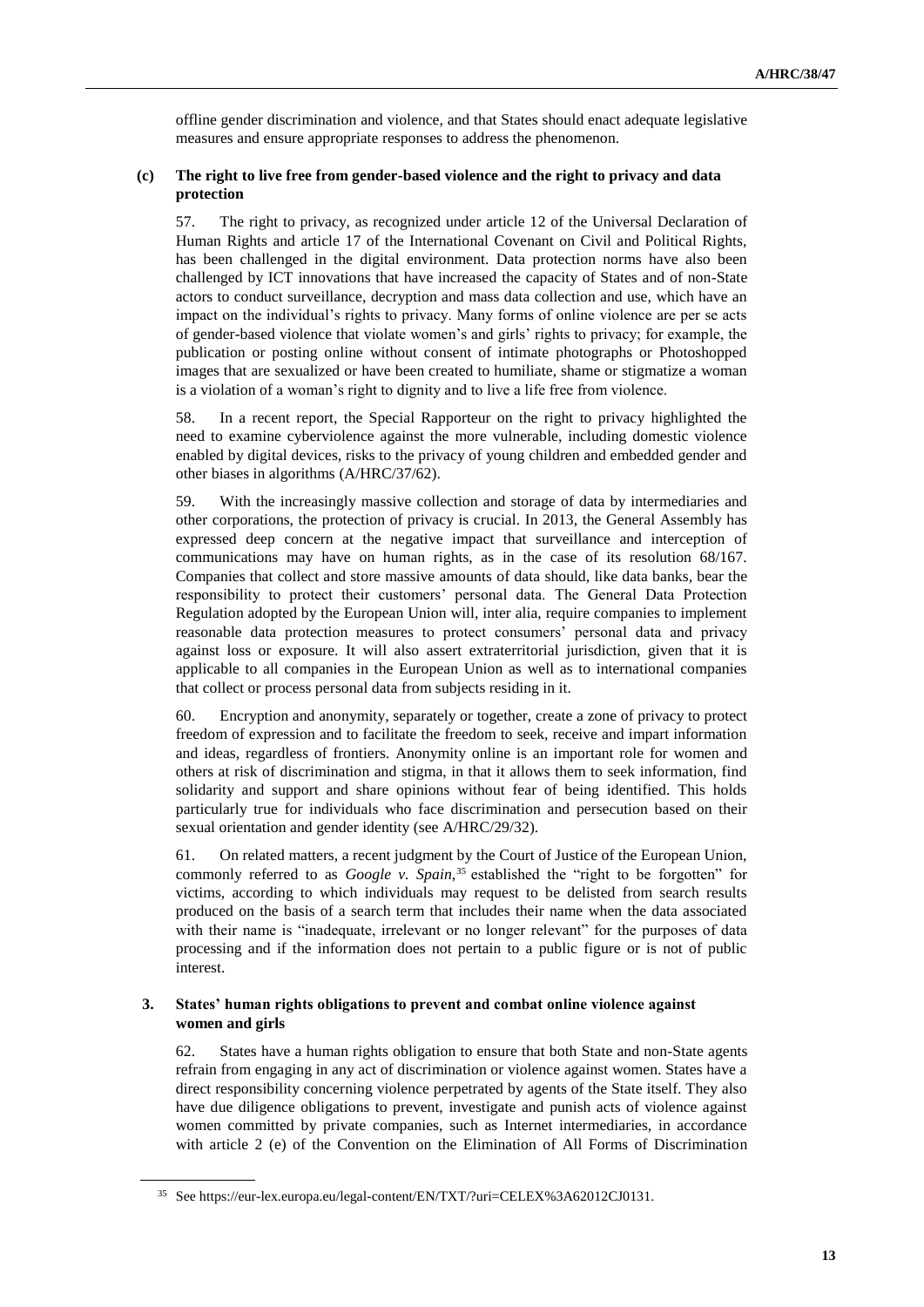offline gender discrimination and violence, and that States should enact adequate legislative measures and ensure appropriate responses to address the phenomenon.

### (c) The right to live free from gender-based violence and the right to privacy and data protection

57. The right to privacy, as recognized under article 12 of the Universal Declaration of Human Rights and article 17 of the International Covenant on Civil and Political Rights, has been challenged in the digital environment. Data protection norms have also been challenged by ICT innovations that have increased the capacity of States and of non-State actors to conduct surveillance, decryption and mass data collection and use, which have an impact on the individual's rights to privacy. Many forms of online violence are per se acts of gender-based violence that violate women's and girls' rights to privacy; for example, the publication or posting online without consent of intimate photographs or Photoshopped images that are sexualized or have been created to humiliate, shame or stigmatize a woman is a violation of a woman's right to dignity and to live a life free from violence.

58. In a recent report, the Special Rapporteur on the right to privacy highlighted the need to examine cyberviolence against the more vulnerable, including domestic violence enabled by digital devices, risks to the privacy of young children and embedded gender and other biases in algorithms (A/HRC/37/62).

59. With the increasingly massive collection and storage of data by intermediaries and other corporations, the protection of privacy is crucial. In 2013, the General Assembly has expressed deep concern at the negative impact that surveillance and interception of communications may have on human rights, as in the case of its resolution 68/167. Companies that collect and store massive amounts of data should, like data banks, bear the responsibility to protect their customers' personal data. The General Data Protection Regulation adopted by the European Union will, inter alia, require companies to implement reasonable data protection measures to protect consumers' personal data and privacy against loss or exposure. It will also assert extraterritorial jurisdiction, given that it is applicable to all companies in the European Union as well as to international companies that collect or process personal data from subjects residing in it.

60. Encryption and anonymity, separately or together, create a zone of privacy to protect freedom of expression and to facilitate the freedom to seek, receive and impart information and ideas, regardless of frontiers. Anonymity online is an important role for women and others at risk of discrimination and stigma, in that it allows them to seek information, find solidarity and support and share opinions without fear of being identified. This holds particularly true for individuals who face discrimination and persecution based on their sexual orientation and gender identity (see A/HRC/29/32).

61. On related matters, a recent judgment by the Court of Justice of the European Union, commonly referred to as *Google v. Spain*,[35] established the "right to be forgotten" for victims, according to which individuals may request to be delisted from search results produced on the basis of a search term that includes their name when the data associated with their name is "inadequate, irrelevant or no longer relevant" for the purposes of data processing and if the information does not pertain to a public figure or is not of public interest.

## 3. States' human rights obligations to prevent and combat online violence against women and girls

62. States have a human rights obligation to ensure that both State and non-State agents refrain from engaging in any act of discrimination or violence against women. States have a direct responsibility concerning violence perpetrated by agents of the State itself. They also have due diligence obligations to prevent, investigate and punish acts of violence against women committed by private companies, such as Internet intermediaries, in accordance with article 2 (e) of the Convention on the Elimination of All Forms of Discrimination

[35] See https://eur-lex.europa.eu/legal-content/EN/TXT/?uri=CELEX%3A62012CJ0131.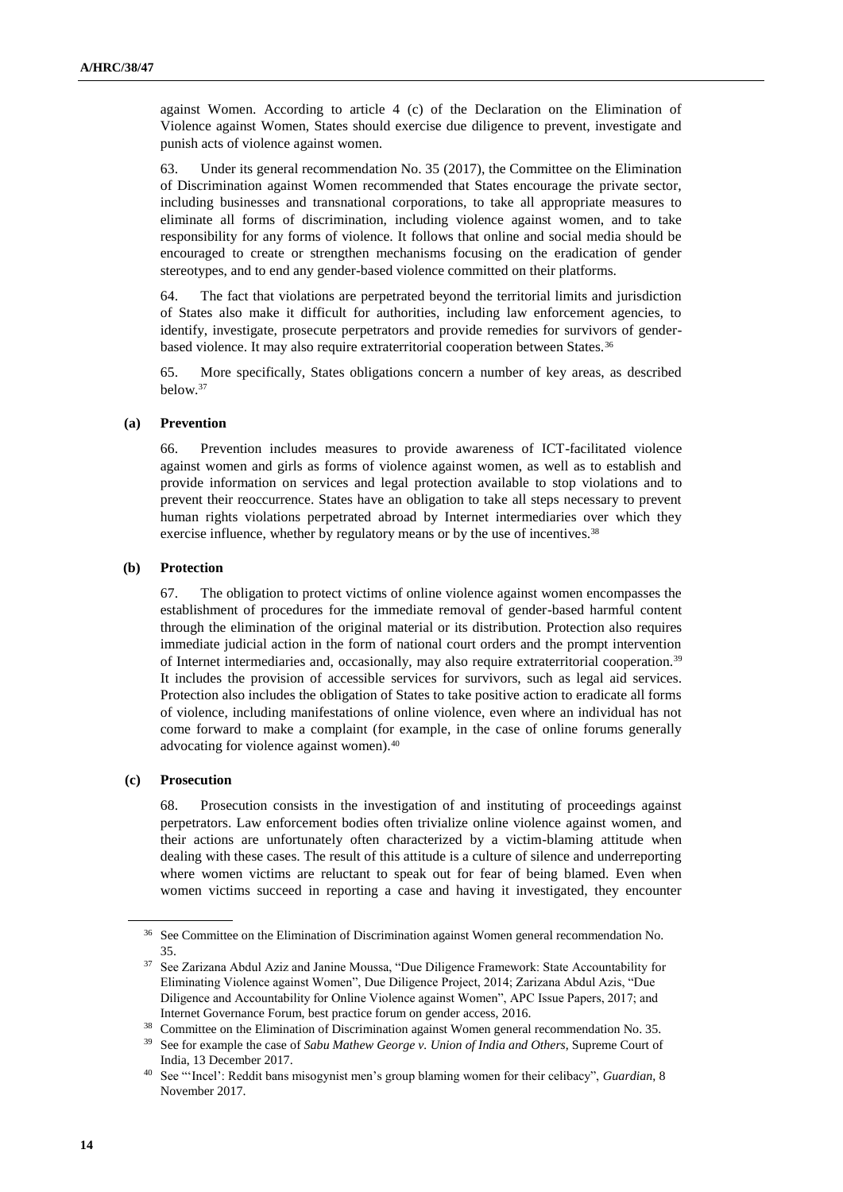against Women. According to article 4 (c) of the Declaration on the Elimination of Violence against Women, States should exercise due diligence to prevent, investigate and punish acts of violence against women.

63. Under its general recommendation No. 35 (2017), the Committee on the Elimination of Discrimination against Women recommended that States encourage the private sector, including businesses and transnational corporations, to take all appropriate measures to eliminate all forms of discrimination, including violence against women, and to take responsibility for any forms of violence. It follows that online and social media should be encouraged to create or strengthen mechanisms focusing on the eradication of gender stereotypes, and to end any gender-based violence committed on their platforms.

64. The fact that violations are perpetrated beyond the territorial limits and jurisdiction of States also make it difficult for authorities, including law enforcement agencies, to identify, investigate, prosecute perpetrators and provide remedies for survivors of gender-based violence. It may also require extraterritorial cooperation between States.[36]

65. More specifically, States obligations concern a number of key areas, as described below.[37]

### (a) Prevention

66. Prevention includes measures to provide awareness of ICT-facilitated violence against women and girls as forms of violence against women, as well as to establish and provide information on services and legal protection available to stop violations and to prevent their reoccurrence. States have an obligation to take all steps necessary to prevent human rights violations perpetrated abroad by Internet intermediaries over which they exercise influence, whether by regulatory means or by the use of incentives.[38]

### (b) Protection

67. The obligation to protect victims of online violence against women encompasses the establishment of procedures for the immediate removal of gender-based harmful content through the elimination of the original material or its distribution. Protection also requires immediate judicial action in the form of national court orders and the prompt intervention of Internet intermediaries and, occasionally, may also require extraterritorial cooperation.[39] It includes the provision of accessible services for survivors, such as legal aid services. Protection also includes the obligation of States to take positive action to eradicate all forms of violence, including manifestations of online violence, even where an individual has not come forward to make a complaint (for example, in the case of online forums generally advocating for violence against women).[40]

### (c) Prosecution

68. Prosecution consists in the investigation of and instituting of proceedings against perpetrators. Law enforcement bodies often trivialize online violence against women, and their actions are unfortunately often characterized by a victim-blaming attitude when dealing with these cases. The result of this attitude is a culture of silence and underreporting where women victims are reluctant to speak out for fear of being blamed. Even when women victims succeed in reporting a case and having it investigated, they encounter

---

[36] See Committee on the Elimination of Discrimination against Women general recommendation No. 35.

[37] See Zarizana Abdul Aziz and Janine Moussa, "Due Diligence Framework: State Accountability for Eliminating Violence against Women", Due Diligence Project, 2014; Zarizana Abdul Azis, "Due Diligence and Accountability for Online Violence against Women", APC Issue Papers, 2017; and Internet Governance Forum, best practice forum on gender access, 2016.

[38] Committee on the Elimination of Discrimination against Women general recommendation No. 35.

[39] See for example the case of *Sabu Mathew George v. Union of India and Others*, Supreme Court of India, 13 December 2017.

[40] See "'Incel': Reddit bans misogynist men's group blaming women for their celibacy", *Guardian*, 8 November 2017.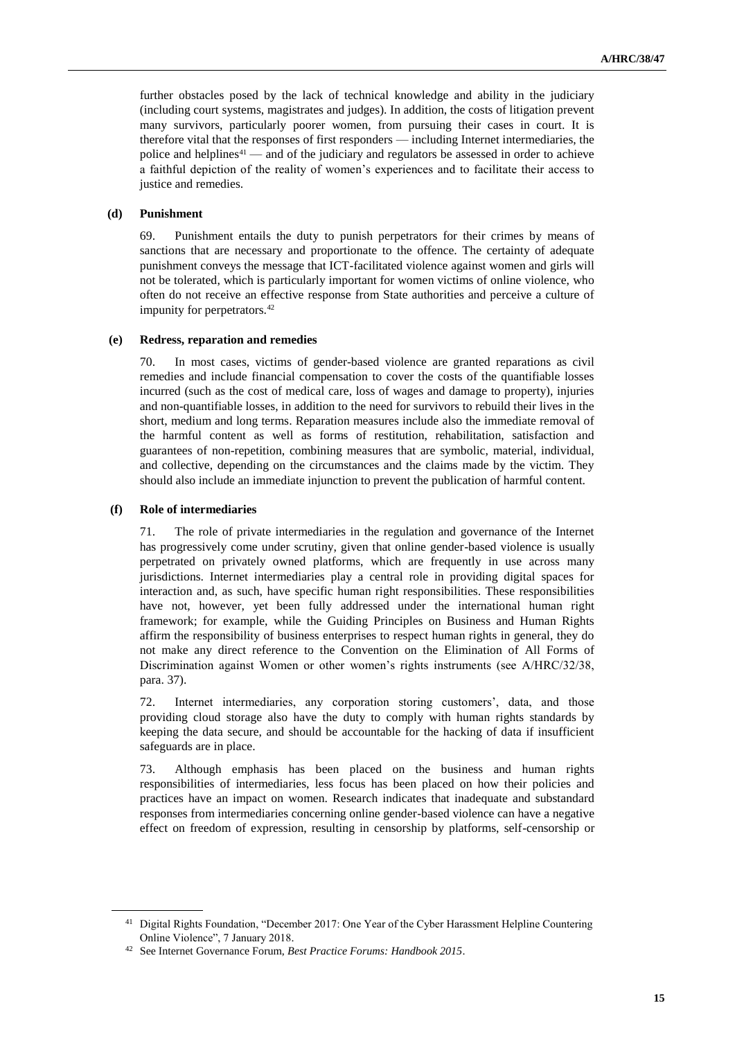further obstacles posed by the lack of technical knowledge and ability in the judiciary (including court systems, magistrates and judges). In addition, the costs of litigation prevent many survivors, particularly poorer women, from pursuing their cases in court. It is therefore vital that the responses of first responders — including Internet intermediaries, the police and helplines[41] — and of the judiciary and regulators be assessed in order to achieve a faithful depiction of the reality of women's experiences and to facilitate their access to justice and remedies.

#### (d) Punishment

69. Punishment entails the duty to punish perpetrators for their crimes by means of sanctions that are necessary and proportionate to the offence. The certainty of adequate punishment conveys the message that ICT-facilitated violence against women and girls will not be tolerated, which is particularly important for women victims of online violence, who often do not receive an effective response from State authorities and perceive a culture of impunity for perpetrators.[42]

#### (e) Redress, reparation and remedies

70. In most cases, victims of gender-based violence are granted reparations as civil remedies and include financial compensation to cover the costs of the quantifiable losses incurred (such as the cost of medical care, loss of wages and damage to property), injuries and non-quantifiable losses, in addition to the need for survivors to rebuild their lives in the short, medium and long terms. Reparation measures include also the immediate removal of the harmful content as well as forms of restitution, rehabilitation, satisfaction and guarantees of non-repetition, combining measures that are symbolic, material, individual, and collective, depending on the circumstances and the claims made by the victim. They should also include an immediate injunction to prevent the publication of harmful content.

#### (f) Role of intermediaries

71. The role of private intermediaries in the regulation and governance of the Internet has progressively come under scrutiny, given that online gender-based violence is usually perpetrated on privately owned platforms, which are frequently in use across many jurisdictions. Internet intermediaries play a central role in providing digital spaces for interaction and, as such, have specific human right responsibilities. These responsibilities have not, however, yet been fully addressed under the international human right framework; for example, while the Guiding Principles on Business and Human Rights affirm the responsibility of business enterprises to respect human rights in general, they do not make any direct reference to the Convention on the Elimination of All Forms of Discrimination against Women or other women's rights instruments (see A/HRC/32/38, para. 37).

72. Internet intermediaries, any corporation storing customers', data, and those providing cloud storage also have the duty to comply with human rights standards by keeping the data secure, and should be accountable for the hacking of data if insufficient safeguards are in place.

73. Although emphasis has been placed on the business and human rights responsibilities of intermediaries, less focus has been placed on how their policies and practices have an impact on women. Research indicates that inadequate and substandard responses from intermediaries concerning online gender-based violence can have a negative effect on freedom of expression, resulting in censorship by platforms, self-censorship or

---

[41] Digital Rights Foundation, "December 2017: One Year of the Cyber Harassment Helpline Countering Online Violence", 7 January 2018.

[42] See Internet Governance Forum, *Best Practice Forums: Handbook 2015*.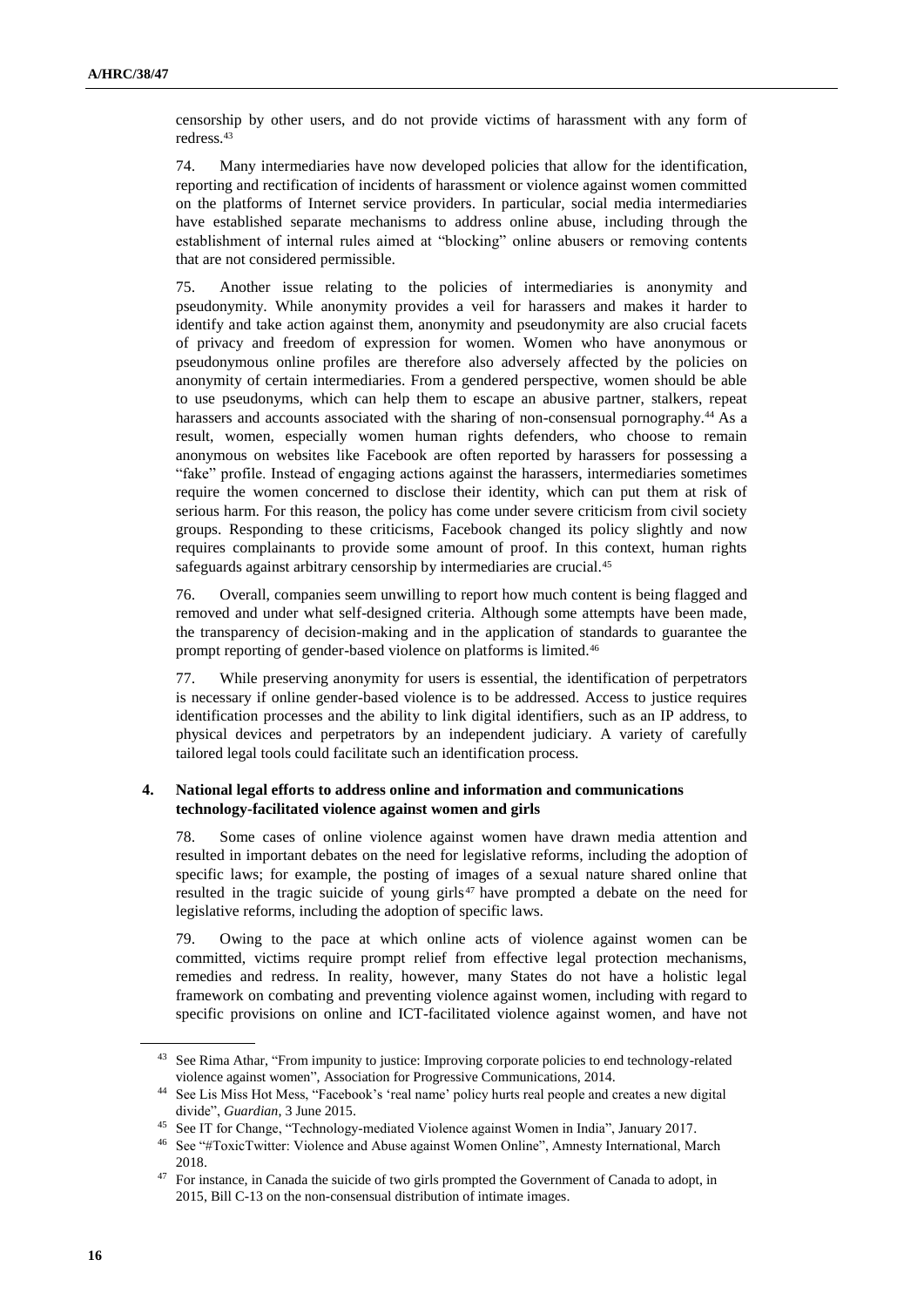censorship by other users, and do not provide victims of harassment with any form of redress.[43]

74. Many intermediaries have now developed policies that allow for the identification, reporting and rectification of incidents of harassment or violence against women committed on the platforms of Internet service providers. In particular, social media intermediaries have established separate mechanisms to address online abuse, including through the establishment of internal rules aimed at "blocking" online abusers or removing contents that are not considered permissible.

75. Another issue relating to the policies of intermediaries is anonymity and pseudonymity. While anonymity provides a veil for harassers and makes it harder to identify and take action against them, anonymity and pseudonymity are also crucial facets of privacy and freedom of expression for women. Women who have anonymous or pseudonymous online profiles are therefore also adversely affected by the policies on anonymity of certain intermediaries. From a gendered perspective, women should be able to use pseudonyms, which can help them to escape an abusive partner, stalkers, repeat harassers and accounts associated with the sharing of non-consensual pornography.[44] As a result, women, especially women human rights defenders, who choose to remain anonymous on websites like Facebook are often reported by harassers for possessing a "fake" profile. Instead of engaging actions against the harassers, intermediaries sometimes require the women concerned to disclose their identity, which can put them at risk of serious harm. For this reason, the policy has come under severe criticism from civil society groups. Responding to these criticisms, Facebook changed its policy slightly and now requires complainants to provide some amount of proof. In this context, human rights safeguards against arbitrary censorship by intermediaries are crucial.[45]

76. Overall, companies seem unwilling to report how much content is being flagged and removed and under what self-designed criteria. Although some attempts have been made, the transparency of decision-making and in the application of standards to guarantee the prompt reporting of gender-based violence on platforms is limited.[46]

77. While preserving anonymity for users is essential, the identification of perpetrators is necessary if online gender-based violence is to be addressed. Access to justice requires identification processes and the ability to link digital identifiers, such as an IP address, to physical devices and perpetrators by an independent judiciary. A variety of carefully tailored legal tools could facilitate such an identification process.

### 4. National legal efforts to address online and information and communications technology-facilitated violence against women and girls

78. Some cases of online violence against women have drawn media attention and resulted in important debates on the need for legislative reforms, including the adoption of specific laws; for example, the posting of images of a sexual nature shared online that resulted in the tragic suicide of young girls[47] have prompted a debate on the need for legislative reforms, including the adoption of specific laws.

79. Owing to the pace at which online acts of violence against women can be committed, victims require prompt relief from effective legal protection mechanisms, remedies and redress. In reality, however, many States do not have a holistic legal framework on combating and preventing violence against women, including with regard to specific provisions on online and ICT-facilitated violence against women, and have not

---

[43] See Rima Athar, "From impunity to justice: Improving corporate policies to end technology-related violence against women", Association for Progressive Communications, 2014.

[44] See Lis Miss Hot Mess, "Facebook's 'real name' policy hurts real people and creates a new digital divide", *Guardian*, 3 June 2015.

[45] See IT for Change, "Technology-mediated Violence against Women in India", January 2017.

[46] See "#ToxicTwitter: Violence and Abuse against Women Online", Amnesty International, March 2018.

[47] For instance, in Canada the suicide of two girls prompted the Government of Canada to adopt, in 2015, Bill C-13 on the non-consensual distribution of intimate images.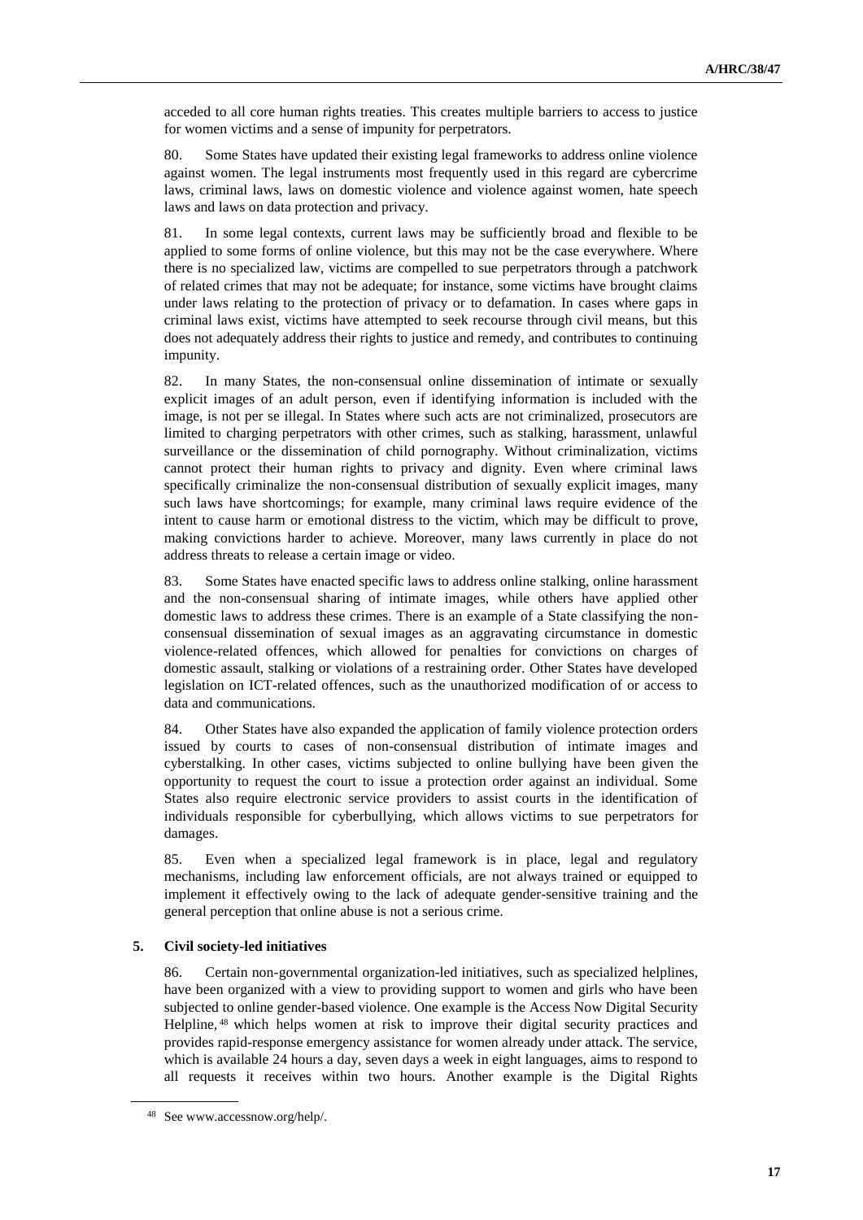acceded to all core human rights treaties. This creates multiple barriers to access to justice for women victims and a sense of impunity for perpetrators.

80. Some States have updated their existing legal frameworks to address online violence against women. The legal instruments most frequently used in this regard are cybercrime laws, criminal laws, laws on domestic violence and violence against women, hate speech laws and laws on data protection and privacy.

81. In some legal contexts, current laws may be sufficiently broad and flexible to be applied to some forms of online violence, but this may not be the case everywhere. Where there is no specialized law, victims are compelled to sue perpetrators through a patchwork of related crimes that may not be adequate; for instance, some victims have brought claims under laws relating to the protection of privacy or to defamation. In cases where gaps in criminal laws exist, victims have attempted to seek recourse through civil means, but this does not adequately address their rights to justice and remedy, and contributes to continuing impunity.

82. In many States, the non-consensual online dissemination of intimate or sexually explicit images of an adult person, even if identifying information is included with the image, is not per se illegal. In States where such acts are not criminalized, prosecutors are limited to charging perpetrators with other crimes, such as stalking, harassment, unlawful surveillance or the dissemination of child pornography. Without criminalization, victims cannot protect their human rights to privacy and dignity. Even where criminal laws specifically criminalize the non-consensual distribution of sexually explicit images, many such laws have shortcomings; for example, many criminal laws require evidence of the intent to cause harm or emotional distress to the victim, which may be difficult to prove, making convictions harder to achieve. Moreover, many laws currently in place do not address threats to release a certain image or video.

83. Some States have enacted specific laws to address online stalking, online harassment and the non-consensual sharing of intimate images, while others have applied other domestic laws to address these crimes. There is an example of a State classifying the non-consensual dissemination of sexual images as an aggravating circumstance in domestic violence-related offences, which allowed for penalties for convictions on charges of domestic assault, stalking or violations of a restraining order. Other States have developed legislation on ICT-related offences, such as the unauthorized modification of or access to data and communications.

84. Other States have also expanded the application of family violence protection orders issued by courts to cases of non-consensual distribution of intimate images and cyberstalking. In other cases, victims subjected to online bullying have been given the opportunity to request the court to issue a protection order against an individual. Some States also require electronic service providers to assist courts in the identification of individuals responsible for cyberbullying, which allows victims to sue perpetrators for damages.

85. Even when a specialized legal framework is in place, legal and regulatory mechanisms, including law enforcement officials, are not always trained or equipped to implement it effectively owing to the lack of adequate gender-sensitive training and the general perception that online abuse is not a serious crime.

### 5. Civil society-led initiatives

86. Certain non-governmental organization-led initiatives, such as specialized helplines, have been organized with a view to providing support to women and girls who have been subjected to online gender-based violence. One example is the Access Now Digital Security Helpline,[48] which helps women at risk to improve their digital security practices and provides rapid-response emergency assistance for women already under attack. The service, which is available 24 hours a day, seven days a week in eight languages, aims to respond to all requests it receives within two hours. Another example is the Digital Rights

[48] See www.accessnow.org/help/.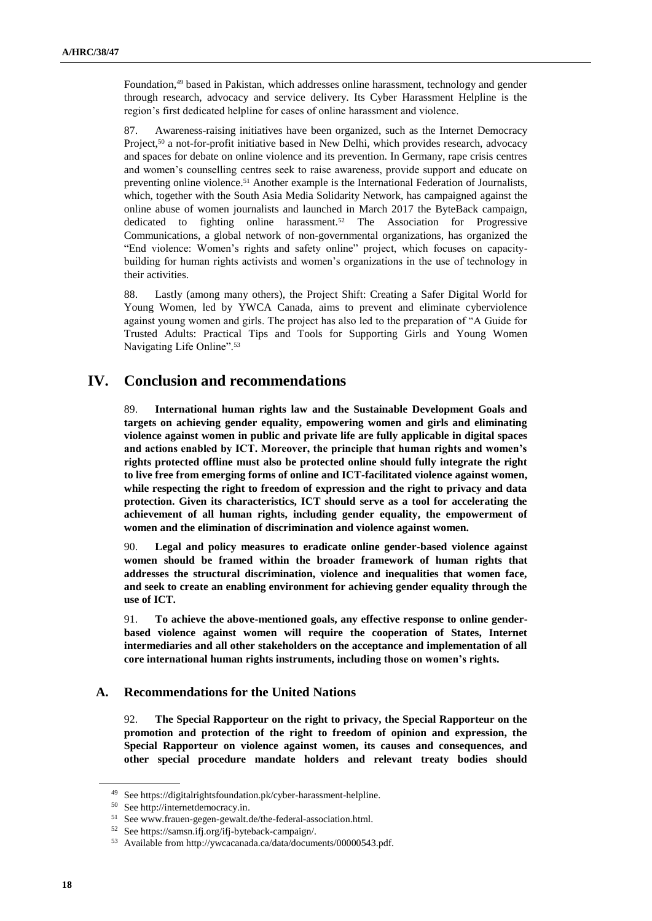Foundation,[49] based in Pakistan, which addresses online harassment, technology and gender through research, advocacy and service delivery. Its Cyber Harassment Helpline is the region's first dedicated helpline for cases of online harassment and violence.

87. Awareness-raising initiatives have been organized, such as the Internet Democracy Project,[50] a not-for-profit initiative based in New Delhi, which provides research, advocacy and spaces for debate on online violence and its prevention. In Germany, rape crisis centres and women's counselling centres seek to raise awareness, provide support and educate on preventing online violence.[51] Another example is the International Federation of Journalists, which, together with the South Asia Media Solidarity Network, has campaigned against the online abuse of women journalists and launched in March 2017 the ByteBack campaign, dedicated to fighting online harassment.[52] The Association for Progressive Communications, a global network of non-governmental organizations, has organized the "End violence: Women's rights and safety online" project, which focuses on capacity-building for human rights activists and women's organizations in the use of technology in their activities.

88. Lastly (among many others), the Project Shift: Creating a Safer Digital World for Young Women, led by YWCA Canada, aims to prevent and eliminate cyberviolence against young women and girls. The project has also led to the preparation of "A Guide for Trusted Adults: Practical Tips and Tools for Supporting Girls and Young Women Navigating Life Online".[53]

# IV. Conclusion and recommendations

89. **International human rights law and the Sustainable Development Goals and targets on achieving gender equality, empowering women and girls and eliminating violence against women in public and private life are fully applicable in digital spaces and actions enabled by ICT. Moreover, the principle that human rights and women's rights protected offline must also be protected online should fully integrate the right to live free from emerging forms of online and ICT-facilitated violence against women, while respecting the right to freedom of expression and the right to privacy and data protection. Given its characteristics, ICT should serve as a tool for accelerating the achievement of all human rights, including gender equality, the empowerment of women and the elimination of discrimination and violence against women.**

90. **Legal and policy measures to eradicate online gender-based violence against women should be framed within the broader framework of human rights that addresses the structural discrimination, violence and inequalities that women face, and seek to create an enabling environment for achieving gender equality through the use of ICT.**

91. **To achieve the above-mentioned goals, any effective response to online gender-based violence against women will require the cooperation of States, Internet intermediaries and all other stakeholders on the acceptance and implementation of all core international human rights instruments, including those on women's rights.**

## A. Recommendations for the United Nations

92. **The Special Rapporteur on the right to privacy, the Special Rapporteur on the promotion and protection of the right to freedom of opinion and expression, the Special Rapporteur on violence against women, its causes and consequences, and other special procedure mandate holders and relevant treaty bodies should**

---

[49] See https://digitalrightsfoundation.pk/cyber-harassment-helpline.

[50] See http://internetdemocracy.in.

[51] See www.frauen-gegen-gewalt.de/the-federal-association.html.

[52] See https://samsn.ifj.org/ifj-byteback-campaign/.

[53] Available from http://ywcacanada.ca/data/documents/00000543.pdf.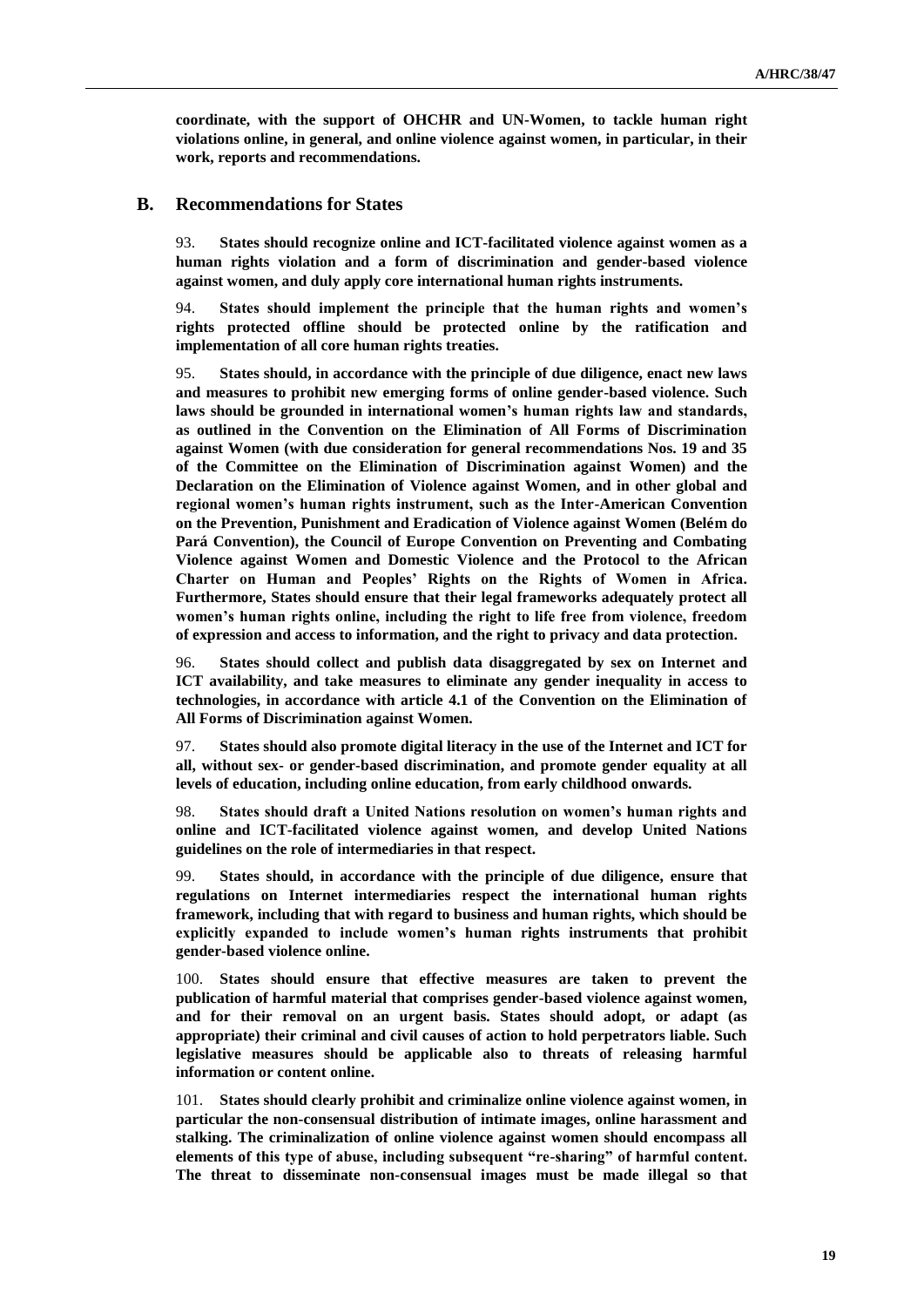**coordinate, with the support of OHCHR and UN-Women, to tackle human right violations online, in general, and online violence against women, in particular, in their work, reports and recommendations.**

## B. Recommendations for States

93. **States should recognize online and ICT-facilitated violence against women as a human rights violation and a form of discrimination and gender-based violence against women, and duly apply core international human rights instruments.**

94. **States should implement the principle that the human rights and women's rights protected offline should be protected online by the ratification and implementation of all core human rights treaties.**

95. **States should, in accordance with the principle of due diligence, enact new laws and measures to prohibit new emerging forms of online gender-based violence. Such laws should be grounded in international women's human rights law and standards, as outlined in the Convention on the Elimination of All Forms of Discrimination against Women (with due consideration for general recommendations Nos. 19 and 35 of the Committee on the Elimination of Discrimination against Women) and the Declaration on the Elimination of Violence against Women, and in other global and regional women's human rights instrument, such as the Inter-American Convention on the Prevention, Punishment and Eradication of Violence against Women (Belém do Pará Convention), the Council of Europe Convention on Preventing and Combating Violence against Women and Domestic Violence and the Protocol to the African Charter on Human and Peoples' Rights on the Rights of Women in Africa. Furthermore, States should ensure that their legal frameworks adequately protect all women's human rights online, including the right to life free from violence, freedom of expression and access to information, and the right to privacy and data protection.**

96. **States should collect and publish data disaggregated by sex on Internet and ICT availability, and take measures to eliminate any gender inequality in access to technologies, in accordance with article 4.1 of the Convention on the Elimination of All Forms of Discrimination against Women.**

97. **States should also promote digital literacy in the use of the Internet and ICT for all, without sex- or gender-based discrimination, and promote gender equality at all levels of education, including online education, from early childhood onwards.**

98. **States should draft a United Nations resolution on women's human rights and online and ICT-facilitated violence against women, and develop United Nations guidelines on the role of intermediaries in that respect.**

99. **States should, in accordance with the principle of due diligence, ensure that regulations on Internet intermediaries respect the international human rights framework, including that with regard to business and human rights, which should be explicitly expanded to include women's human rights instruments that prohibit gender-based violence online.**

100. **States should ensure that effective measures are taken to prevent the publication of harmful material that comprises gender-based violence against women, and for their removal on an urgent basis. States should adopt, or adapt (as appropriate) their criminal and civil causes of action to hold perpetrators liable. Such legislative measures should be applicable also to threats of releasing harmful information or content online.**

101. **States should clearly prohibit and criminalize online violence against women, in particular the non-consensual distribution of intimate images, online harassment and stalking. The criminalization of online violence against women should encompass all elements of this type of abuse, including subsequent "re-sharing" of harmful content. The threat to disseminate non-consensual images must be made illegal so that**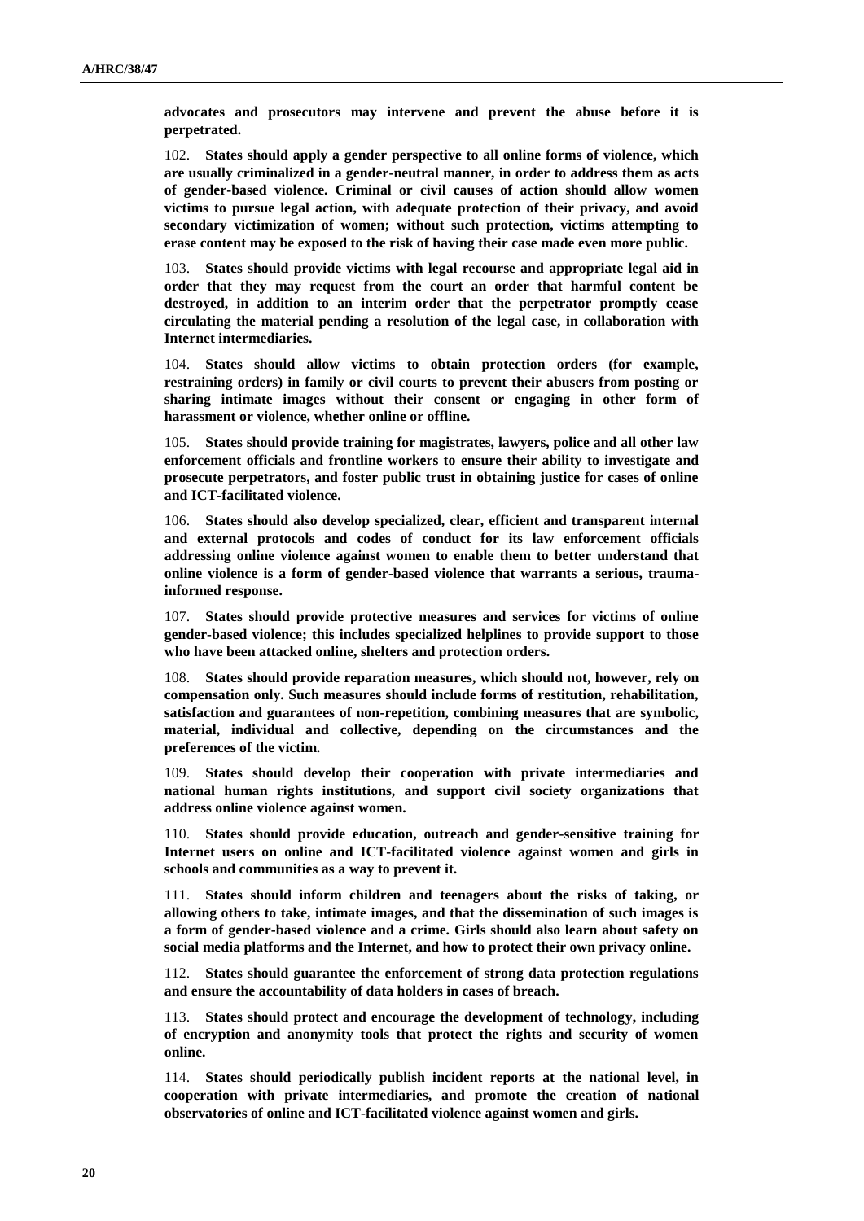**advocates and prosecutors may intervene and prevent the abuse before it is perpetrated.**

102. **States should apply a gender perspective to all online forms of violence, which are usually criminalized in a gender-neutral manner, in order to address them as acts of gender-based violence. Criminal or civil causes of action should allow women victims to pursue legal action, with adequate protection of their privacy, and avoid secondary victimization of women; without such protection, victims attempting to erase content may be exposed to the risk of having their case made even more public.**

103. **States should provide victims with legal recourse and appropriate legal aid in order that they may request from the court an order that harmful content be destroyed, in addition to an interim order that the perpetrator promptly cease circulating the material pending a resolution of the legal case, in collaboration with Internet intermediaries.**

104. **States should allow victims to obtain protection orders (for example, restraining orders) in family or civil courts to prevent their abusers from posting or sharing intimate images without their consent or engaging in other form of harassment or violence, whether online or offline.**

105. **States should provide training for magistrates, lawyers, police and all other law enforcement officials and frontline workers to ensure their ability to investigate and prosecute perpetrators, and foster public trust in obtaining justice for cases of online and ICT-facilitated violence.**

106. **States should also develop specialized, clear, efficient and transparent internal and external protocols and codes of conduct for its law enforcement officials addressing online violence against women to enable them to better understand that online violence is a form of gender-based violence that warrants a serious, trauma-informed response.**

107. **States should provide protective measures and services for victims of online gender-based violence; this includes specialized helplines to provide support to those who have been attacked online, shelters and protection orders.**

108. **States should provide reparation measures, which should not, however, rely on compensation only. Such measures should include forms of restitution, rehabilitation, satisfaction and guarantees of non-repetition, combining measures that are symbolic, material, individual and collective, depending on the circumstances and the preferences of the victim.**

109. **States should develop their cooperation with private intermediaries and national human rights institutions, and support civil society organizations that address online violence against women.**

110. **States should provide education, outreach and gender-sensitive training for Internet users on online and ICT-facilitated violence against women and girls in schools and communities as a way to prevent it.**

111. **States should inform children and teenagers about the risks of taking, or allowing others to take, intimate images, and that the dissemination of such images is a form of gender-based violence and a crime. Girls should also learn about safety on social media platforms and the Internet, and how to protect their own privacy online.**

112. **States should guarantee the enforcement of strong data protection regulations and ensure the accountability of data holders in cases of breach.**

113. **States should protect and encourage the development of technology, including of encryption and anonymity tools that protect the rights and security of women online.**

114. **States should periodically publish incident reports at the national level, in cooperation with private intermediaries, and promote the creation of national observatories of online and ICT-facilitated violence against women and girls.**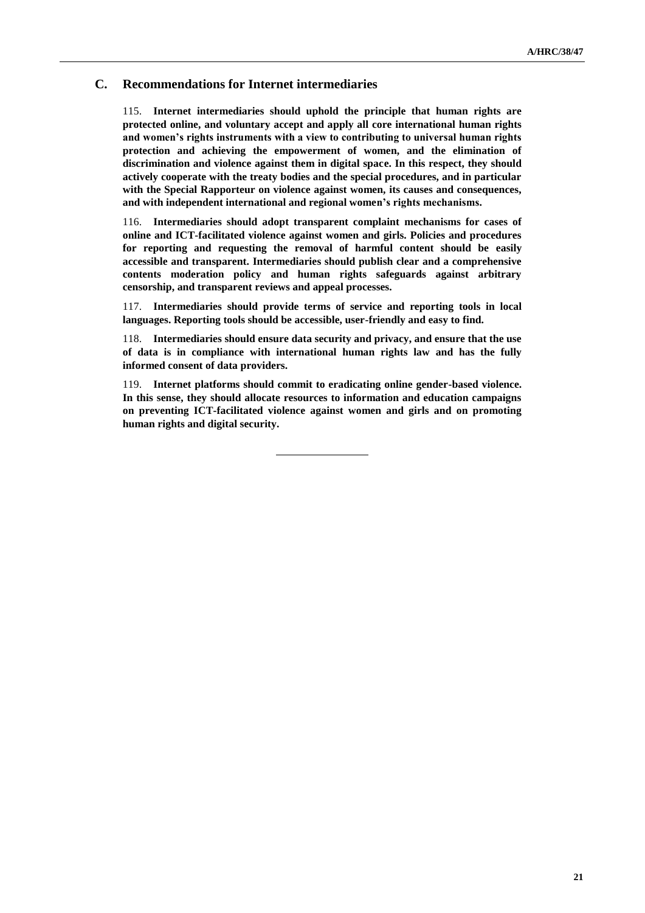## C. Recommendations for Internet intermediaries

115. **Internet intermediaries should uphold the principle that human rights are protected online, and voluntary accept and apply all core international human rights and women's rights instruments with a view to contributing to universal human rights protection and achieving the empowerment of women, and the elimination of discrimination and violence against them in digital space. In this respect, they should actively cooperate with the treaty bodies and the special procedures, and in particular with the Special Rapporteur on violence against women, its causes and consequences, and with independent international and regional women's rights mechanisms.**

116. **Intermediaries should adopt transparent complaint mechanisms for cases of online and ICT-facilitated violence against women and girls. Policies and procedures for reporting and requesting the removal of harmful content should be easily accessible and transparent. Intermediaries should publish clear and a comprehensive contents moderation policy and human rights safeguards against arbitrary censorship, and transparent reviews and appeal processes.**

117. **Intermediaries should provide terms of service and reporting tools in local languages. Reporting tools should be accessible, user-friendly and easy to find.**

118. **Intermediaries should ensure data security and privacy, and ensure that the use of data is in compliance with international human rights law and has the fully informed consent of data providers.**

119. **Internet platforms should commit to eradicating online gender-based violence. In this sense, they should allocate resources to information and education campaigns on preventing ICT-facilitated violence against women and girls and on promoting human rights and digital security.**